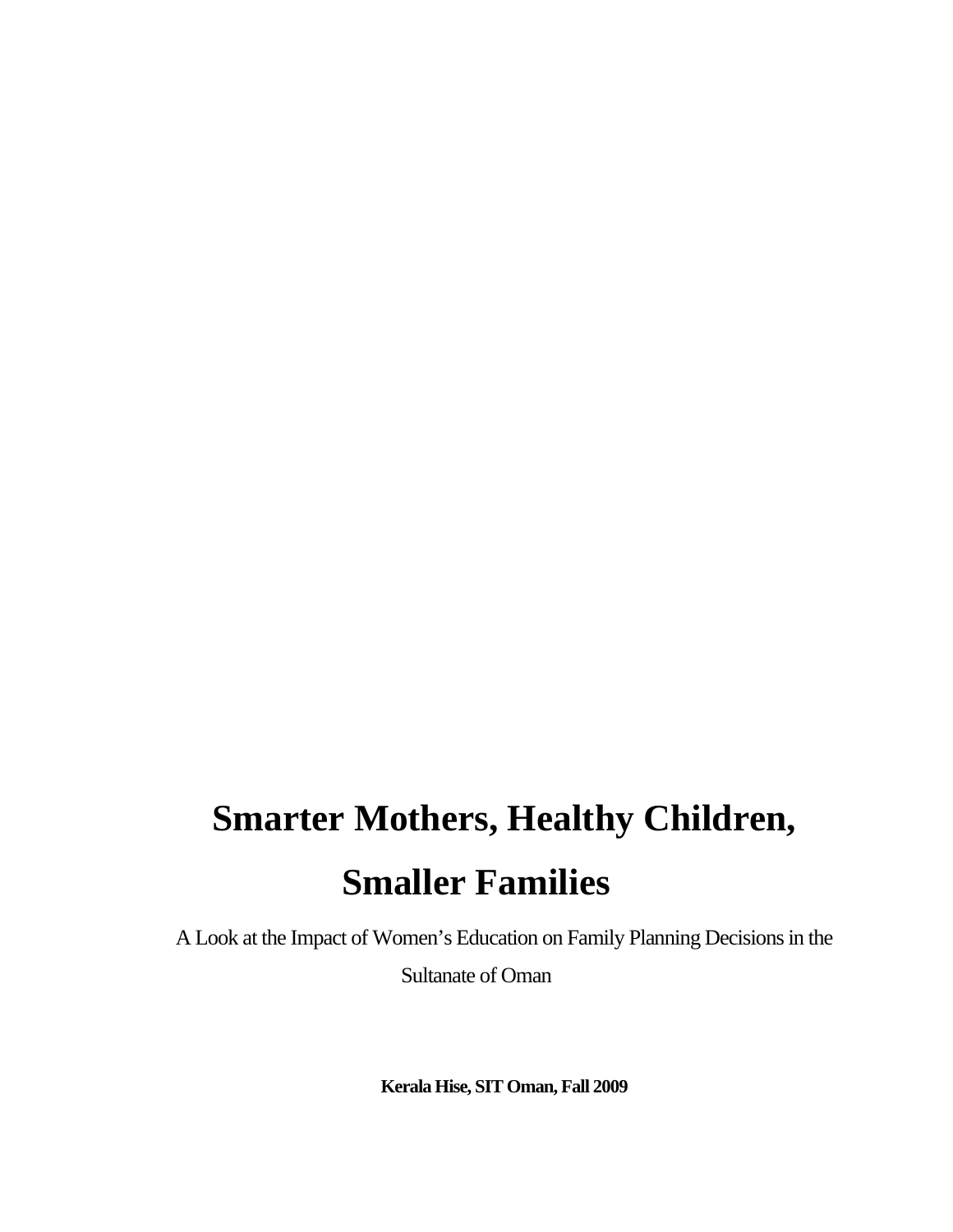# Smarter Mothers, Healthy Children, Smaller Families

A Look at the Impact of Women's Education on Family Planning Decisions in the Sultanate of Oman

**Kerala Hise, SIT Oman, Fall 2009**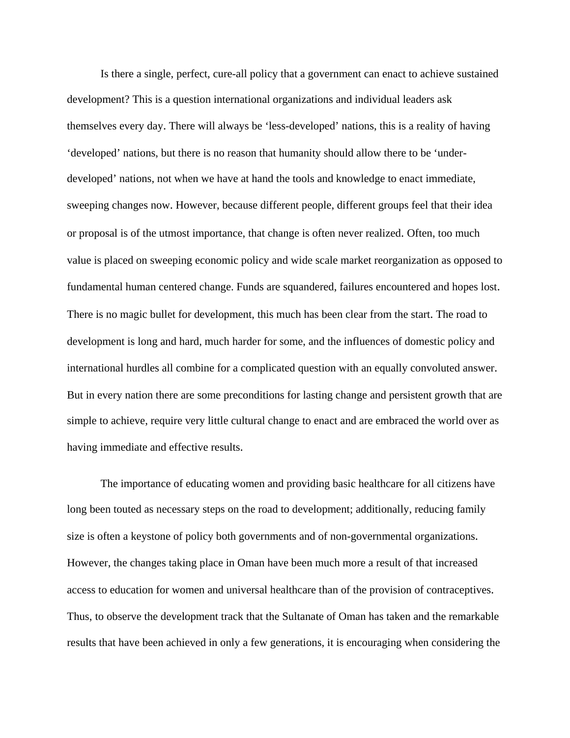Is there a single, perfect, cure-all policy that a government can enact to achieve sustained development? This is a question international organizations and individual leaders ask themselves every day. There will always be 'less-developed' nations, this is a reality of having 'developed' nations, but there is no reason that humanity should allow there to be 'under-developed' nations, not when we have at hand the tools and knowledge to enact immediate, sweeping changes now. However, because different people, different groups feel that their idea or proposal is of the utmost importance, that change is often never realized. Often, too much value is placed on sweeping economic policy and wide scale market reorganization as opposed to fundamental human centered change. Funds are squandered, failures encountered and hopes lost. There is no magic bullet for development, this much has been clear from the start. The road to development is long and hard, much harder for some, and the influences of domestic policy and international hurdles all combine for a complicated question with an equally convoluted answer. But in every nation there are some preconditions for lasting change and persistent growth that are simple to achieve, require very little cultural change to enact and are embraced the world over as having immediate and effective results.

The importance of educating women and providing basic healthcare for all citizens have long been touted as necessary steps on the road to development; additionally, reducing family size is often a keystone of policy both governments and of non-governmental organizations. However, the changes taking place in Oman have been much more a result of that increased access to education for women and universal healthcare than of the provision of contraceptives. Thus, to observe the development track that the Sultanate of Oman has taken and the remarkable results that have been achieved in only a few generations, it is encouraging when considering the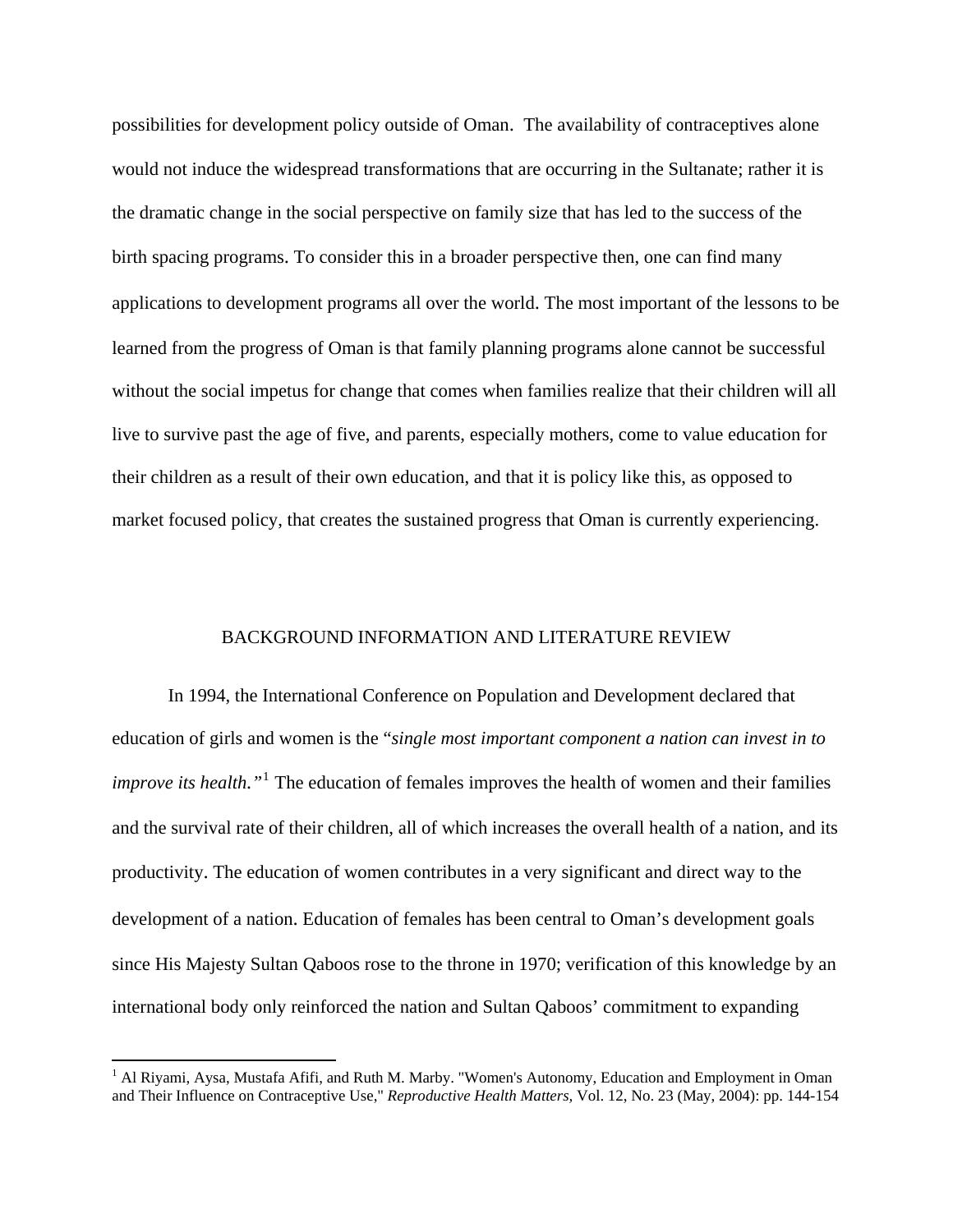possibilities for development policy outside of Oman. The availability of contraceptives alone would not induce the widespread transformations that are occurring in the Sultanate; rather it is the dramatic change in the social perspective on family size that has led to the success of the birth spacing programs. To consider this in a broader perspective then, one can find many applications to development programs all over the world. The most important of the lessons to be learned from the progress of Oman is that family planning programs alone cannot be successful without the social impetus for change that comes when families realize that their children will all live to survive past the age of five, and parents, especially mothers, come to value education for their children as a result of their own education, and that it is policy like this, as opposed to market focused policy, that creates the sustained progress that Oman is currently experiencing.

## BACKGROUND INFORMATION AND LITERATURE REVIEW

In 1994, the International Conference on Population and Development declared that education of girls and women is the "*single most important component a nation can invest in to improve its health.*"[1] The education of females improves the health of women and their families and the survival rate of their children, all of which increases the overall health of a nation, and its productivity. The education of women contributes in a very significant and direct way to the development of a nation. Education of females has been central to Oman's development goals since His Majesty Sultan Qaboos rose to the throne in 1970; verification of this knowledge by an international body only reinforced the nation and Sultan Qaboos' commitment to expanding

[1] Al Riyami, Aysa, Mustafa Afifi, and Ruth M. Marby. "Women's Autonomy, Education and Employment in Oman and Their Influence on Contraceptive Use," *Reproductive Health Matters,* Vol. 12, No. 23 (May, 2004): pp. 144-154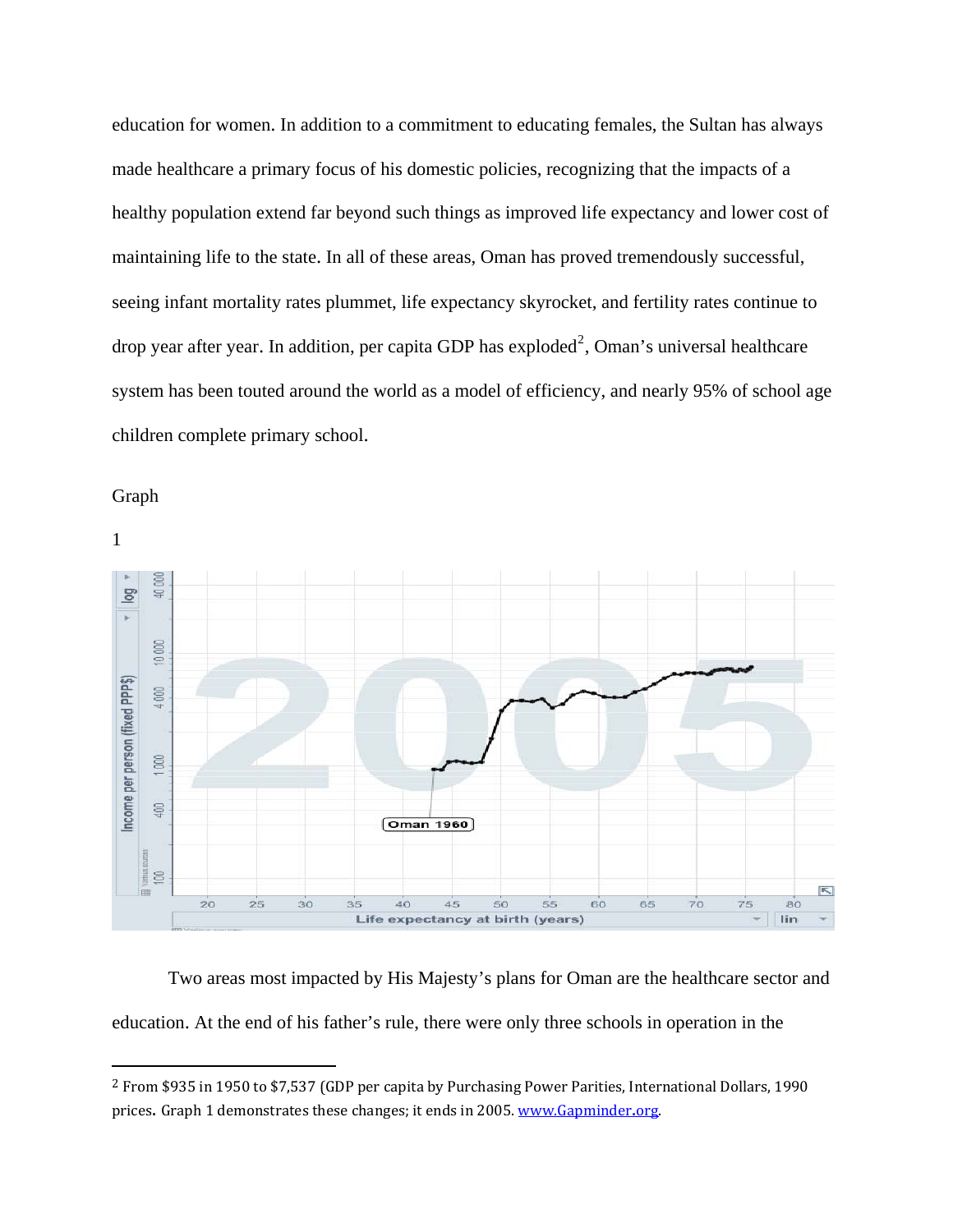education for women. In addition to a commitment to educating females, the Sultan has always made healthcare a primary focus of his domestic policies, recognizing that the impacts of a healthy population extend far beyond such things as improved life expectancy and lower cost of maintaining life to the state. In all of these areas, Oman has proved tremendously successful, seeing infant mortality rates plummet, life expectancy skyrocket, and fertility rates continue to drop year after year. In addition, per capita GDP has exploded[2], Oman's universal healthcare system has been touted around the world as a model of efficiency, and nearly 95% of school age children complete primary school.

Graph

1

Two areas most impacted by His Majesty's plans for Oman are the healthcare sector and education. At the end of his father's rule, there were only three schools in operation in the

---

[2] From $935 in 1950 to $7,537 (GDP per capita by Purchasing Power Parities, International Dollars, 1990 prices. Graph 1 demonstrates these changes; it ends in 2005. www.Gapminder.org.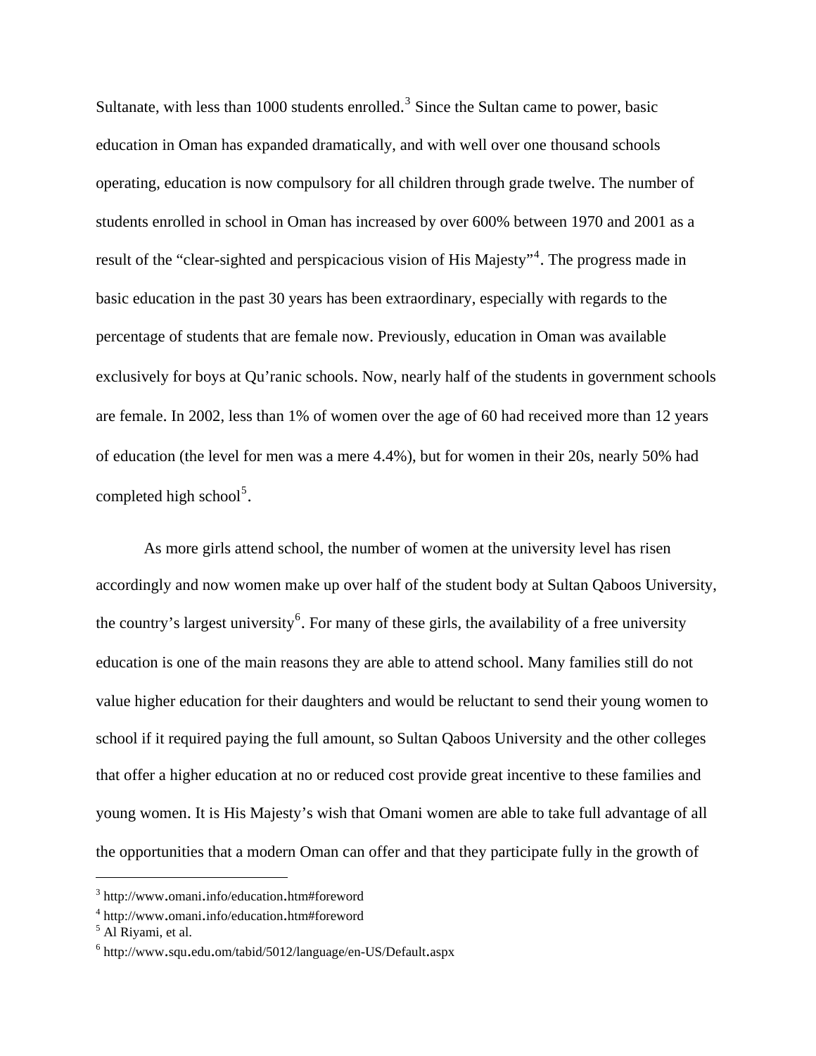Sultanate, with less than 1000 students enrolled.[3] Since the Sultan came to power, basic education in Oman has expanded dramatically, and with well over one thousand schools operating, education is now compulsory for all children through grade twelve. The number of students enrolled in school in Oman has increased by over 600% between 1970 and 2001 as a result of the "clear-sighted and perspicacious vision of His Majesty"[4]. The progress made in basic education in the past 30 years has been extraordinary, especially with regards to the percentage of students that are female now. Previously, education in Oman was available exclusively for boys at Qu'ranic schools. Now, nearly half of the students in government schools are female. In 2002, less than 1% of women over the age of 60 had received more than 12 years of education (the level for men was a mere 4.4%), but for women in their 20s, nearly 50% had completed high school[5].

As more girls attend school, the number of women at the university level has risen accordingly and now women make up over half of the student body at Sultan Qaboos University, the country's largest university[6]. For many of these girls, the availability of a free university education is one of the main reasons they are able to attend school. Many families still do not value higher education for their daughters and would be reluctant to send their young women to school if it required paying the full amount, so Sultan Qaboos University and the other colleges that offer a higher education at no or reduced cost provide great incentive to these families and young women. It is His Majesty's wish that Omani women are able to take full advantage of all the opportunities that a modern Oman can offer and that they participate fully in the growth of

---

[3] http://www.omani.info/education.htm#foreword

[4] http://www.omani.info/education.htm#foreword

[5] Al Riyami, et al.

[6] http://www.squ.edu.om/tabid/5012/language/en-US/Default.aspx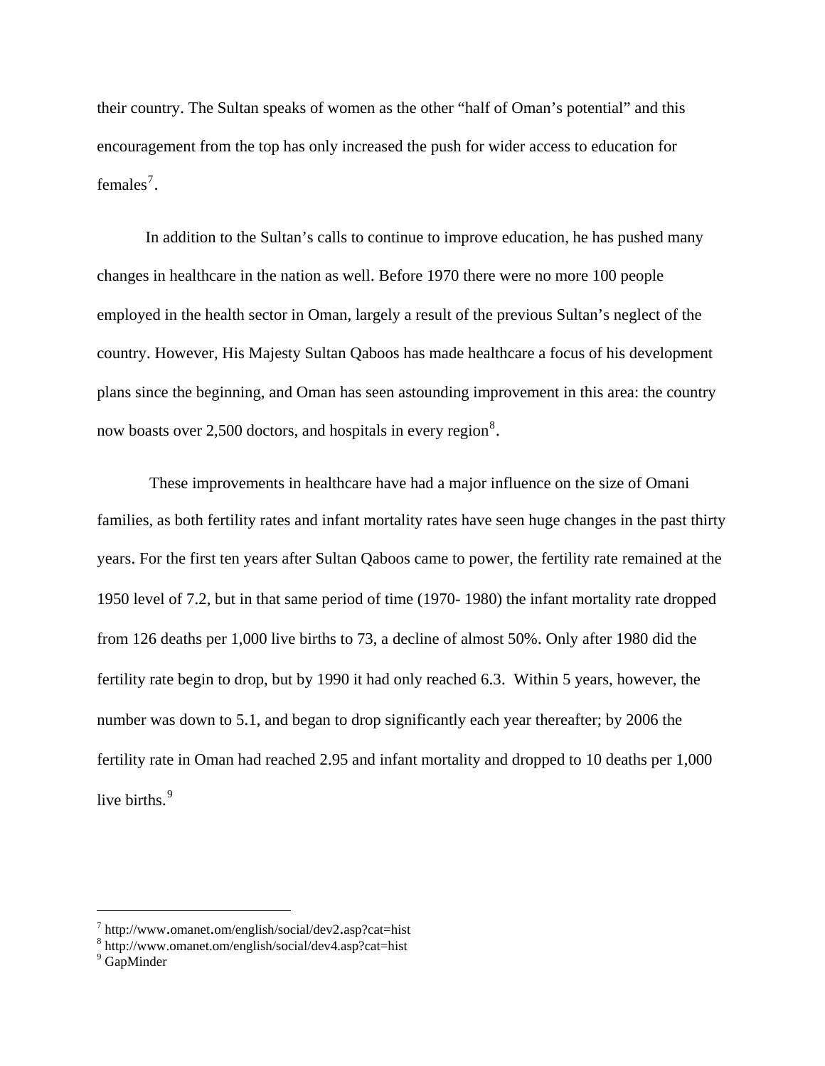their country. The Sultan speaks of women as the other "half of Oman's potential" and this encouragement from the top has only increased the push for wider access to education for females[7].

In addition to the Sultan's calls to continue to improve education, he has pushed many changes in healthcare in the nation as well. Before 1970 there were no more 100 people employed in the health sector in Oman, largely a result of the previous Sultan's neglect of the country. However, His Majesty Sultan Qaboos has made healthcare a focus of his development plans since the beginning, and Oman has seen astounding improvement in this area: the country now boasts over 2,500 doctors, and hospitals in every region[8].

These improvements in healthcare have had a major influence on the size of Omani families, as both fertility rates and infant mortality rates have seen huge changes in the past thirty years. For the first ten years after Sultan Qaboos came to power, the fertility rate remained at the 1950 level of 7.2, but in that same period of time (1970- 1980) the infant mortality rate dropped from 126 deaths per 1,000 live births to 73, a decline of almost 50%. Only after 1980 did the fertility rate begin to drop, but by 1990 it had only reached 6.3. Within 5 years, however, the number was down to 5.1, and began to drop significantly each year thereafter; by 2006 the fertility rate in Oman had reached 2.95 and infant mortality and dropped to 10 deaths per 1,000 live births.[9]

---

[7] http://www.omanet.om/english/social/dev2.asp?cat=hist
[8] http://www.omanet.om/english/social/dev4.asp?cat=hist
[9] GapMinder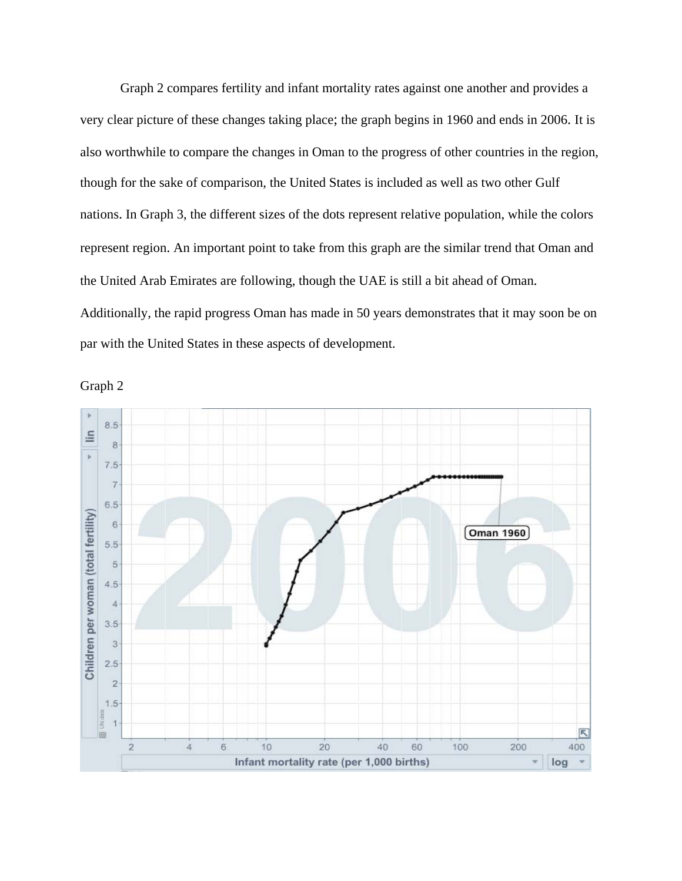Graph 2 compares fertility and infant mortality rates against one another and provides a very clear picture of these changes taking place; the graph begins in 1960 and ends in 2006. It is also worthwhile to compare the changes in Oman to the progress of other countries in the region, though for the sake of comparison, the United States is included as well as two other Gulf nations. In Graph 3, the different sizes of the dots represent relative population, while the colors represent region. An important point to take from this graph are the similar trend that Oman and the United Arab Emirates are following, though the UAE is still a bit ahead of Oman. Additionally, the rapid progress Oman has made in 50 years demonstrates that it may soon be on par with the United States in these aspects of development.

Graph 2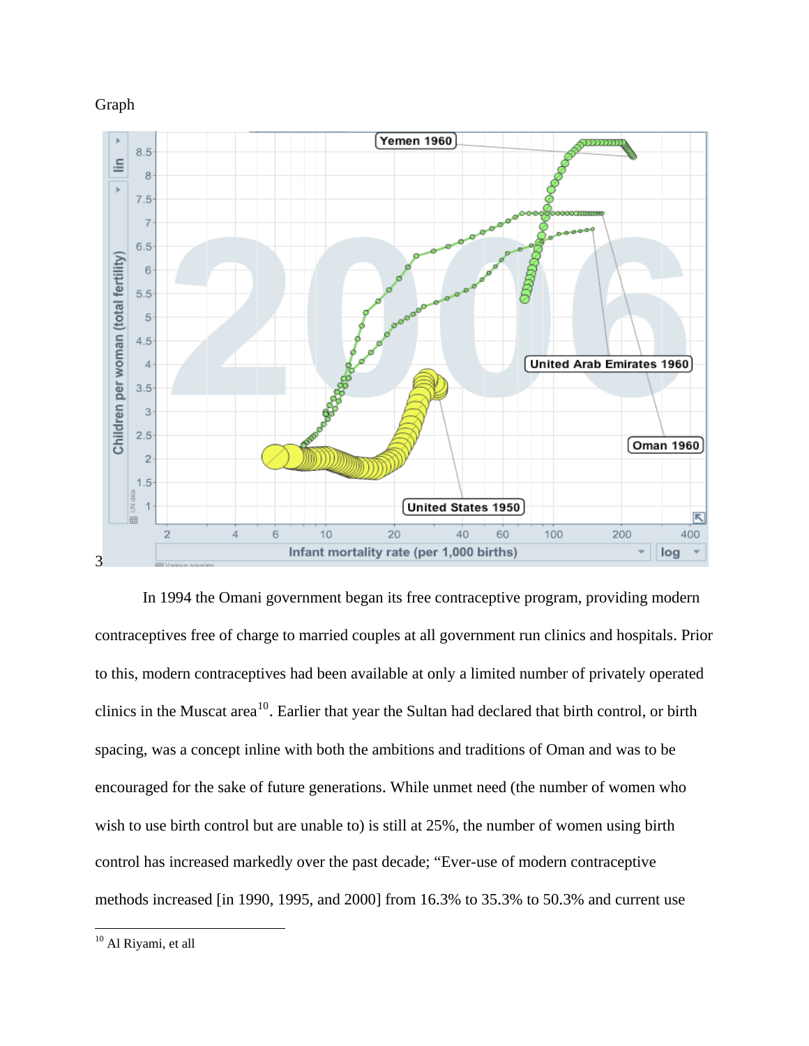Graph

3

In 1994 the Omani government began its free contraceptive program, providing modern contraceptives free of charge to married couples at all government run clinics and hospitals. Prior to this, modern contraceptives had been available at only a limited number of privately operated clinics in the Muscat area[10]. Earlier that year the Sultan had declared that birth control, or birth spacing, was a concept inline with both the ambitions and traditions of Oman and was to be encouraged for the sake of future generations. While unmet need (the number of women who wish to use birth control but are unable to) is still at 25%, the number of women using birth control has increased markedly over the past decade; "Ever-use of modern contraceptive methods increased [in 1990, 1995, and 2000] from 16.3% to 35.3% to 50.3% and current use

[10] Al Riyami, et all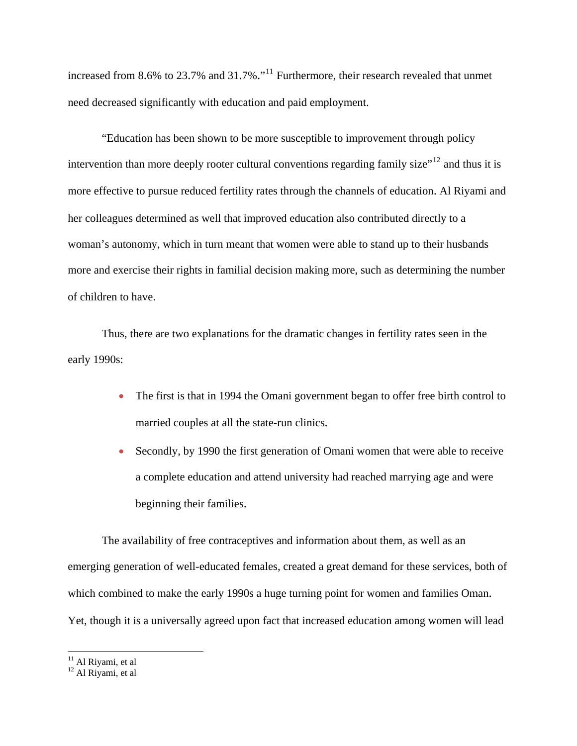increased from 8.6% to 23.7% and 31.7%."[11] Furthermore, their research revealed that unmet need decreased significantly with education and paid employment.

"Education has been shown to be more susceptible to improvement through policy intervention than more deeply rooter cultural conventions regarding family size"[12] and thus it is more effective to pursue reduced fertility rates through the channels of education. Al Riyami and her colleagues determined as well that improved education also contributed directly to a woman's autonomy, which in turn meant that women were able to stand up to their husbands more and exercise their rights in familial decision making more, such as determining the number of children to have.

Thus, there are two explanations for the dramatic changes in fertility rates seen in the early 1990s:

- The first is that in 1994 the Omani government began to offer free birth control to married couples at all the state-run clinics.
- Secondly, by 1990 the first generation of Omani women that were able to receive a complete education and attend university had reached marrying age and were beginning their families.

The availability of free contraceptives and information about them, as well as an emerging generation of well-educated females, created a great demand for these services, both of which combined to make the early 1990s a huge turning point for women and families Oman. Yet, though it is a universally agreed upon fact that increased education among women will lead

[11] Al Riyami, et al
[12] Al Riyami, et al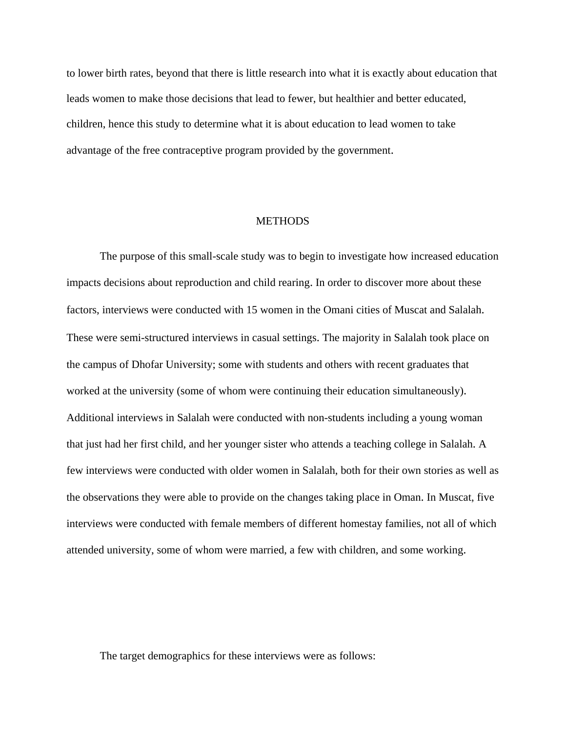to lower birth rates, beyond that there is little research into what it is exactly about education that leads women to make those decisions that lead to fewer, but healthier and better educated, children, hence this study to determine what it is about education to lead women to take advantage of the free contraceptive program provided by the government.

## METHODS

The purpose of this small-scale study was to begin to investigate how increased education impacts decisions about reproduction and child rearing. In order to discover more about these factors, interviews were conducted with 15 women in the Omani cities of Muscat and Salalah. These were semi-structured interviews in casual settings. The majority in Salalah took place on the campus of Dhofar University; some with students and others with recent graduates that worked at the university (some of whom were continuing their education simultaneously). Additional interviews in Salalah were conducted with non-students including a young woman that just had her first child, and her younger sister who attends a teaching college in Salalah. A few interviews were conducted with older women in Salalah, both for their own stories as well as the observations they were able to provide on the changes taking place in Oman. In Muscat, five interviews were conducted with female members of different homestay families, not all of which attended university, some of whom were married, a few with children, and some working.

The target demographics for these interviews were as follows: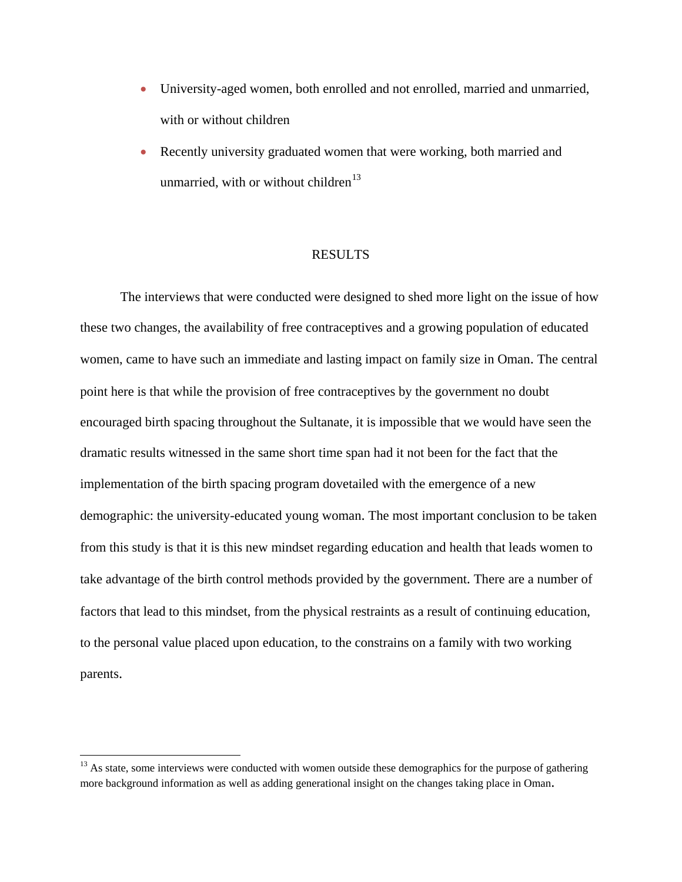- University-aged women, both enrolled and not enrolled, married and unmarried, with or without children
- Recently university graduated women that were working, both married and unmarried, with or without children[13]

## RESULTS

The interviews that were conducted were designed to shed more light on the issue of how these two changes, the availability of free contraceptives and a growing population of educated women, came to have such an immediate and lasting impact on family size in Oman. The central point here is that while the provision of free contraceptives by the government no doubt encouraged birth spacing throughout the Sultanate, it is impossible that we would have seen the dramatic results witnessed in the same short time span had it not been for the fact that the implementation of the birth spacing program dovetailed with the emergence of a new demographic: the university-educated young woman. The most important conclusion to be taken from this study is that it is this new mindset regarding education and health that leads women to take advantage of the birth control methods provided by the government. There are a number of factors that lead to this mindset, from the physical restraints as a result of continuing education, to the personal value placed upon education, to the constrains on a family with two working parents.

---

[13] As state, some interviews were conducted with women outside these demographics for the purpose of gathering more background information as well as adding generational insight on the changes taking place in Oman.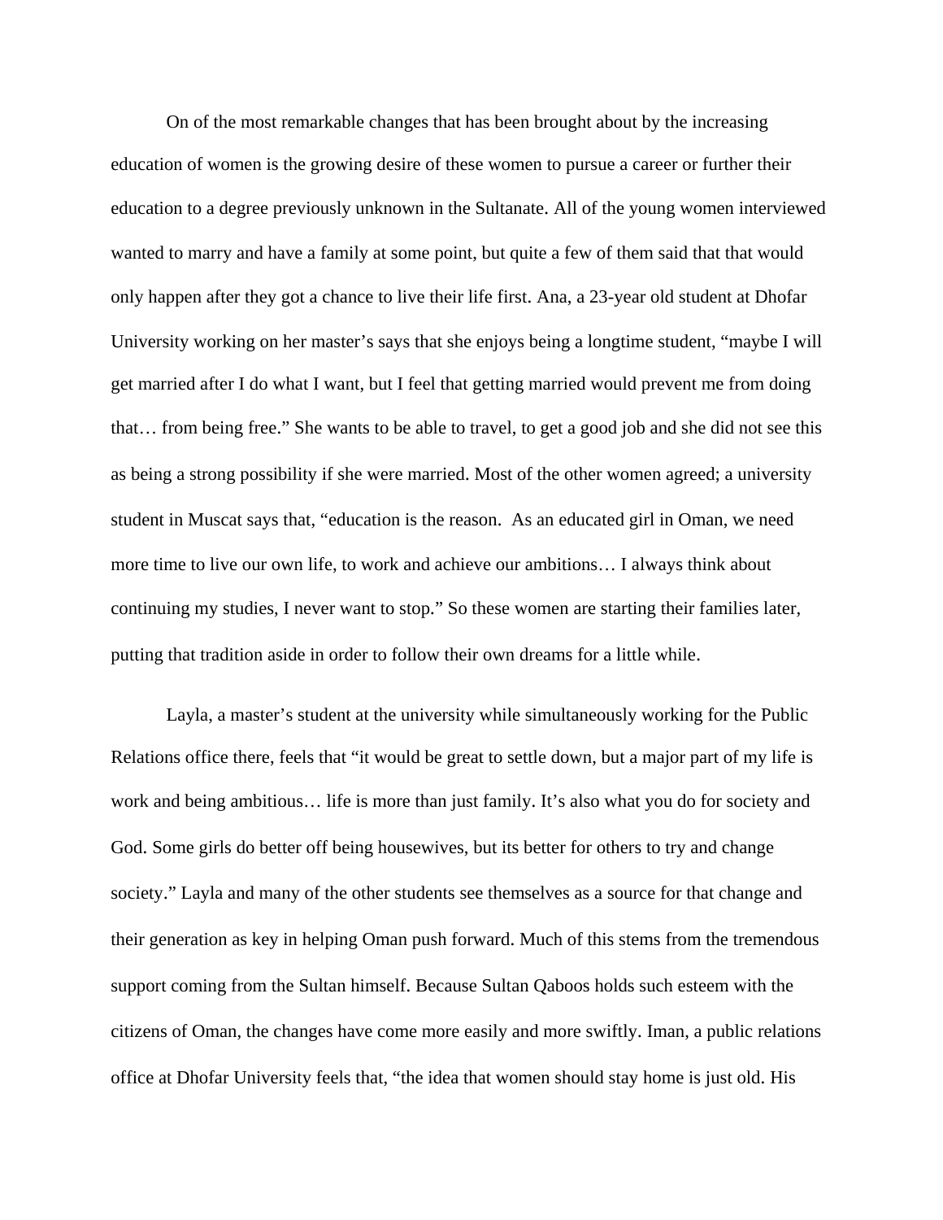On of the most remarkable changes that has been brought about by the increasing education of women is the growing desire of these women to pursue a career or further their education to a degree previously unknown in the Sultanate. All of the young women interviewed wanted to marry and have a family at some point, but quite a few of them said that that would only happen after they got a chance to live their life first. Ana, a 23-year old student at Dhofar University working on her master's says that she enjoys being a longtime student, "maybe I will get married after I do what I want, but I feel that getting married would prevent me from doing that… from being free." She wants to be able to travel, to get a good job and she did not see this as being a strong possibility if she were married. Most of the other women agreed; a university student in Muscat says that, "education is the reason. As an educated girl in Oman, we need more time to live our own life, to work and achieve our ambitions… I always think about continuing my studies, I never want to stop." So these women are starting their families later, putting that tradition aside in order to follow their own dreams for a little while.

Layla, a master's student at the university while simultaneously working for the Public Relations office there, feels that "it would be great to settle down, but a major part of my life is work and being ambitious… life is more than just family. It's also what you do for society and God. Some girls do better off being housewives, but its better for others to try and change society." Layla and many of the other students see themselves as a source for that change and their generation as key in helping Oman push forward. Much of this stems from the tremendous support coming from the Sultan himself. Because Sultan Qaboos holds such esteem with the citizens of Oman, the changes have come more easily and more swiftly. Iman, a public relations office at Dhofar University feels that, "the idea that women should stay home is just old. His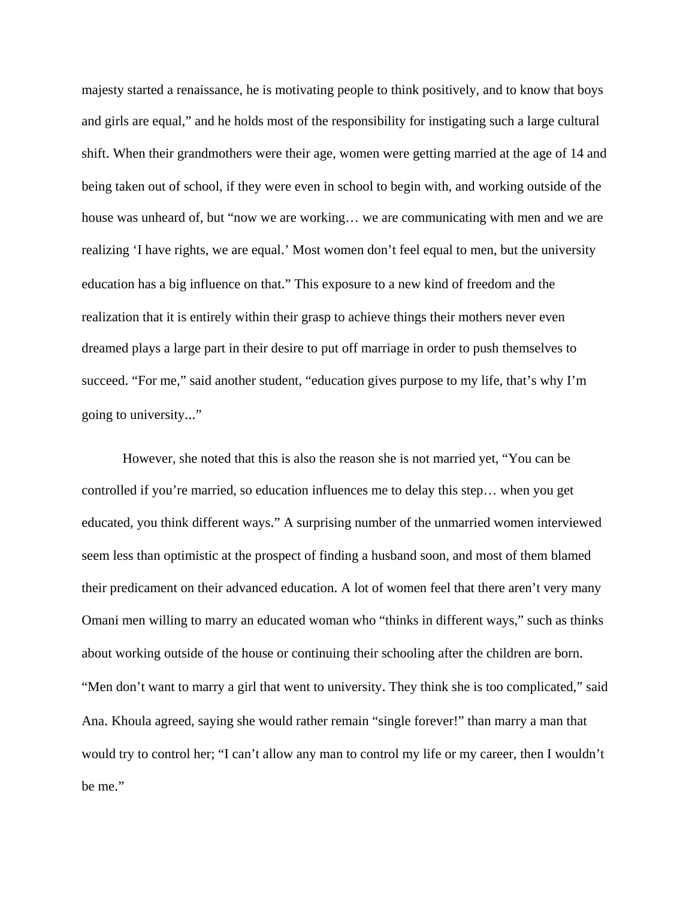majesty started a renaissance, he is motivating people to think positively, and to know that boys and girls are equal," and he holds most of the responsibility for instigating such a large cultural shift. When their grandmothers were their age, women were getting married at the age of 14 and being taken out of school, if they were even in school to begin with, and working outside of the house was unheard of, but "now we are working… we are communicating with men and we are realizing 'I have rights, we are equal.' Most women don't feel equal to men, but the university education has a big influence on that." This exposure to a new kind of freedom and the realization that it is entirely within their grasp to achieve things their mothers never even dreamed plays a large part in their desire to put off marriage in order to push themselves to succeed. "For me," said another student, "education gives purpose to my life, that's why I'm going to university..."

However, she noted that this is also the reason she is not married yet, "You can be controlled if you're married, so education influences me to delay this step… when you get educated, you think different ways." A surprising number of the unmarried women interviewed seem less than optimistic at the prospect of finding a husband soon, and most of them blamed their predicament on their advanced education. A lot of women feel that there aren't very many Omani men willing to marry an educated woman who "thinks in different ways," such as thinks about working outside of the house or continuing their schooling after the children are born. "Men don't want to marry a girl that went to university. They think she is too complicated," said Ana. Khoula agreed, saying she would rather remain "single forever!" than marry a man that would try to control her; "I can't allow any man to control my life or my career, then I wouldn't be me."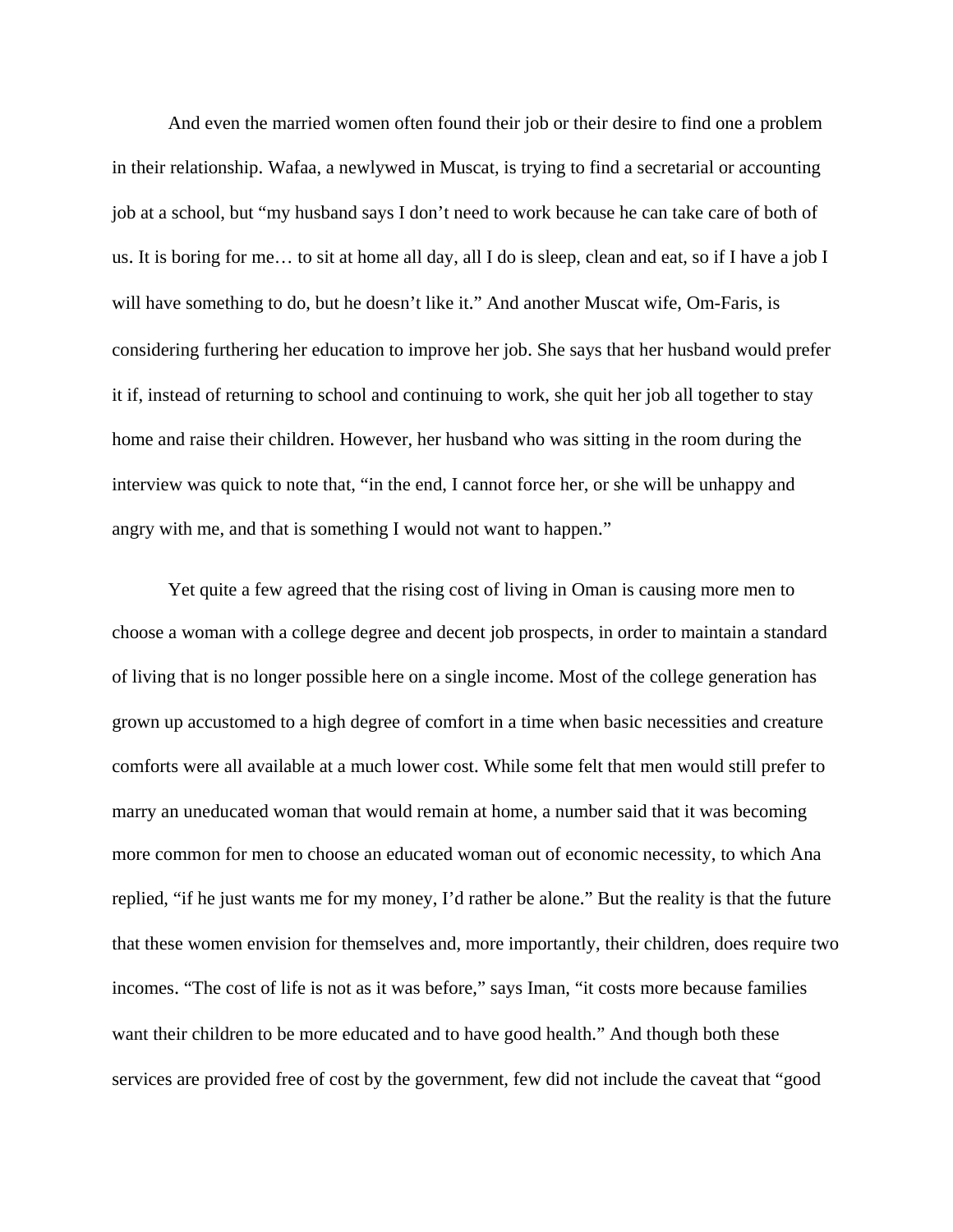And even the married women often found their job or their desire to find one a problem in their relationship. Wafaa, a newlywed in Muscat, is trying to find a secretarial or accounting job at a school, but "my husband says I don't need to work because he can take care of both of us. It is boring for me… to sit at home all day, all I do is sleep, clean and eat, so if I have a job I will have something to do, but he doesn't like it." And another Muscat wife, Om-Faris, is considering furthering her education to improve her job. She says that her husband would prefer it if, instead of returning to school and continuing to work, she quit her job all together to stay home and raise their children. However, her husband who was sitting in the room during the interview was quick to note that, "in the end, I cannot force her, or she will be unhappy and angry with me, and that is something I would not want to happen."

Yet quite a few agreed that the rising cost of living in Oman is causing more men to choose a woman with a college degree and decent job prospects, in order to maintain a standard of living that is no longer possible here on a single income. Most of the college generation has grown up accustomed to a high degree of comfort in a time when basic necessities and creature comforts were all available at a much lower cost. While some felt that men would still prefer to marry an uneducated woman that would remain at home, a number said that it was becoming more common for men to choose an educated woman out of economic necessity, to which Ana replied, "if he just wants me for my money, I'd rather be alone." But the reality is that the future that these women envision for themselves and, more importantly, their children, does require two incomes. "The cost of life is not as it was before," says Iman, "it costs more because families want their children to be more educated and to have good health." And though both these services are provided free of cost by the government, few did not include the caveat that "good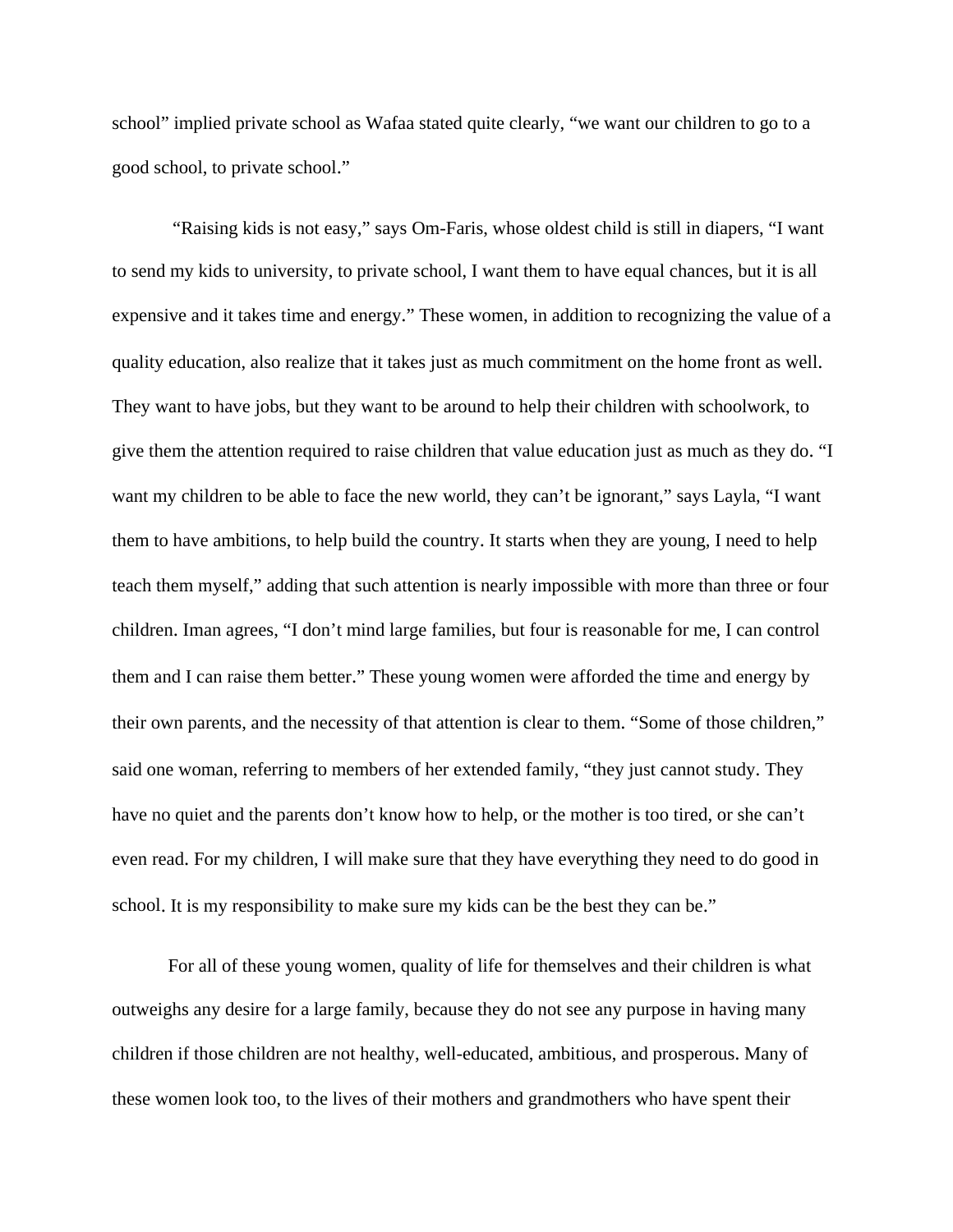school" implied private school as Wafaa stated quite clearly, "we want our children to go to a good school, to private school."

"Raising kids is not easy," says Om-Faris, whose oldest child is still in diapers, "I want to send my kids to university, to private school, I want them to have equal chances, but it is all expensive and it takes time and energy." These women, in addition to recognizing the value of a quality education, also realize that it takes just as much commitment on the home front as well. They want to have jobs, but they want to be around to help their children with schoolwork, to give them the attention required to raise children that value education just as much as they do. "I want my children to be able to face the new world, they can't be ignorant," says Layla, "I want them to have ambitions, to help build the country. It starts when they are young, I need to help teach them myself," adding that such attention is nearly impossible with more than three or four children. Iman agrees, "I don't mind large families, but four is reasonable for me, I can control them and I can raise them better." These young women were afforded the time and energy by their own parents, and the necessity of that attention is clear to them. "Some of those children," said one woman, referring to members of her extended family, "they just cannot study. They have no quiet and the parents don't know how to help, or the mother is too tired, or she can't even read. For my children, I will make sure that they have everything they need to do good in school. It is my responsibility to make sure my kids can be the best they can be."

For all of these young women, quality of life for themselves and their children is what outweighs any desire for a large family, because they do not see any purpose in having many children if those children are not healthy, well-educated, ambitious, and prosperous. Many of these women look too, to the lives of their mothers and grandmothers who have spent their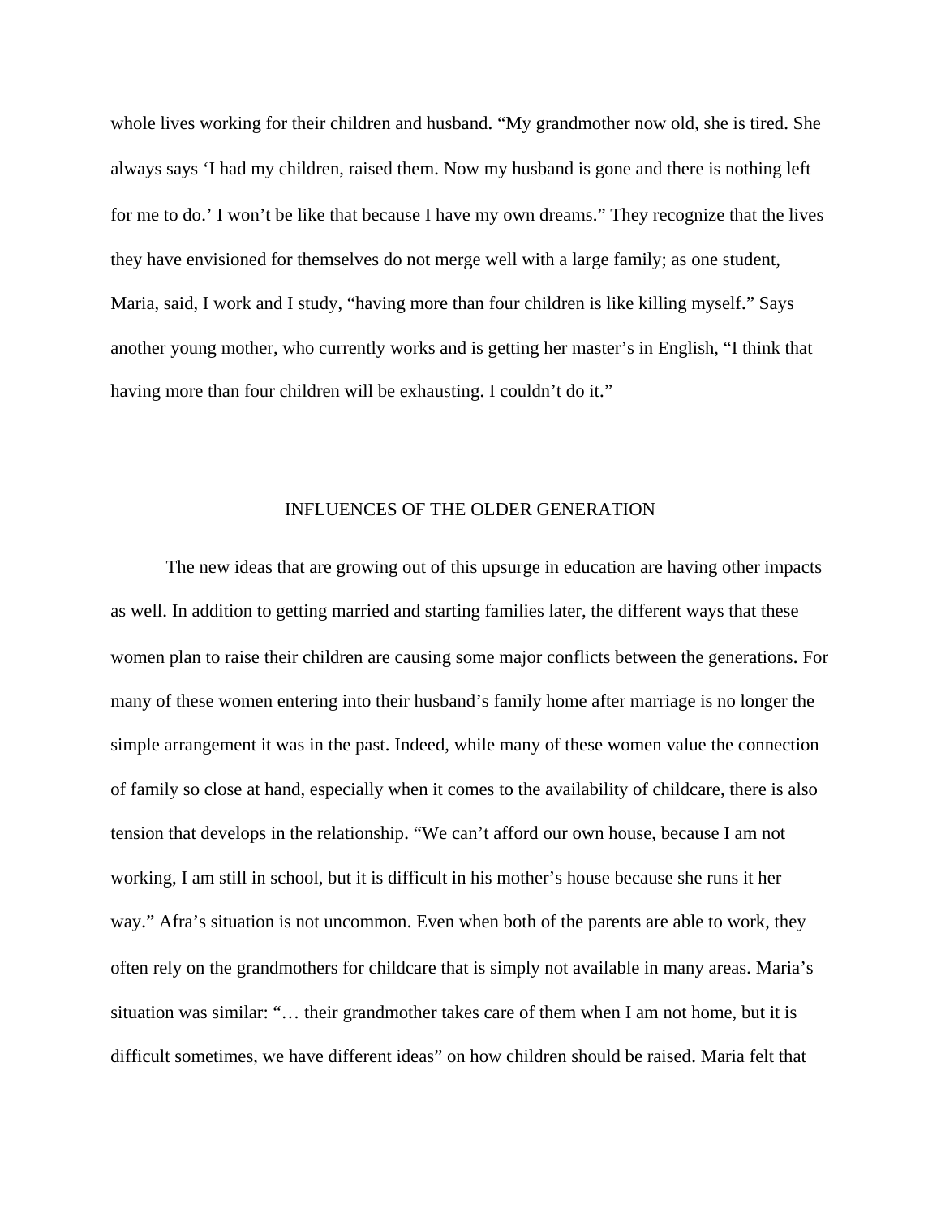whole lives working for their children and husband. “My grandmother now old, she is tired. She always says ‘I had my children, raised them. Now my husband is gone and there is nothing left for me to do.’ I won’t be like that because I have my own dreams.” They recognize that the lives they have envisioned for themselves do not merge well with a large family; as one student, Maria, said, I work and I study, “having more than four children is like killing myself.” Says another young mother, who currently works and is getting her master’s in English, “I think that having more than four children will be exhausting. I couldn’t do it.”

## INFLUENCES OF THE OLDER GENERATION

The new ideas that are growing out of this upsurge in education are having other impacts as well. In addition to getting married and starting families later, the different ways that these women plan to raise their children are causing some major conflicts between the generations. For many of these women entering into their husband’s family home after marriage is no longer the simple arrangement it was in the past. Indeed, while many of these women value the connection of family so close at hand, especially when it comes to the availability of childcare, there is also tension that develops in the relationship. “We can’t afford our own house, because I am not working, I am still in school, but it is difficult in his mother’s house because she runs it her way.” Afra’s situation is not uncommon. Even when both of the parents are able to work, they often rely on the grandmothers for childcare that is simply not available in many areas. Maria’s situation was similar: “… their grandmother takes care of them when I am not home, but it is difficult sometimes, we have different ideas” on how children should be raised. Maria felt that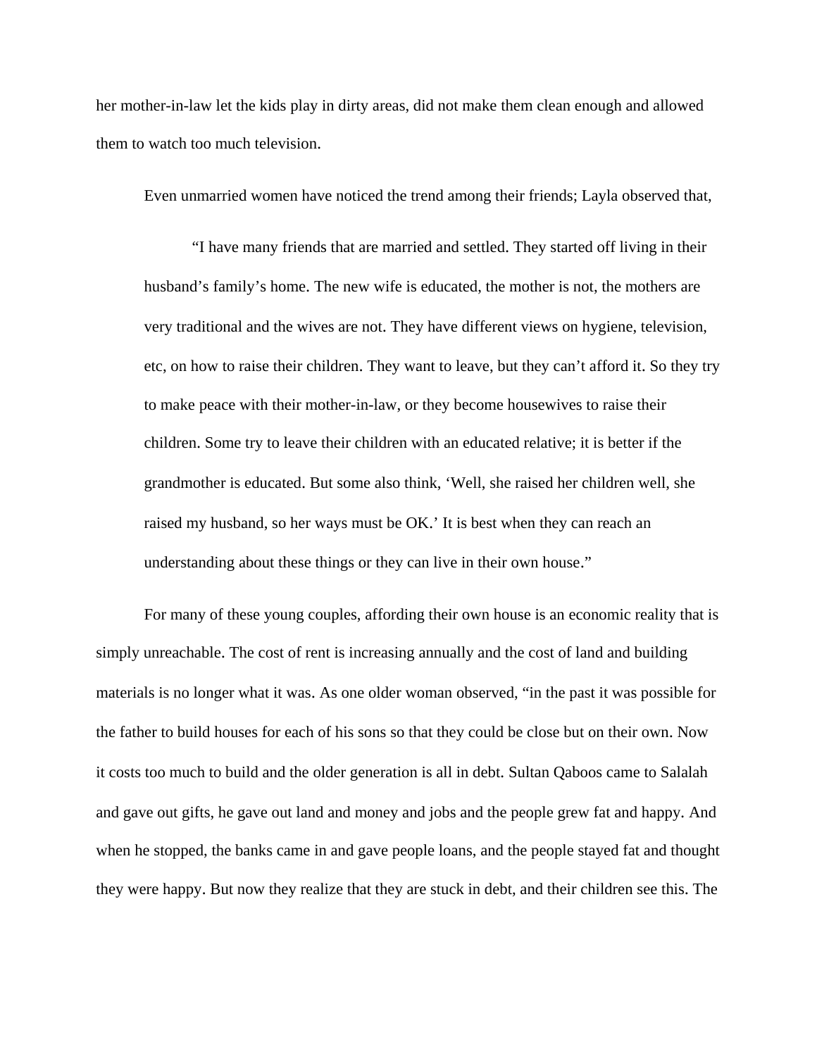her mother-in-law let the kids play in dirty areas, did not make them clean enough and allowed them to watch too much television.

Even unmarried women have noticed the trend among their friends; Layla observed that,

> "I have many friends that are married and settled. They started off living in their husband's family's home. The new wife is educated, the mother is not, the mothers are very traditional and the wives are not. They have different views on hygiene, television, etc, on how to raise their children. They want to leave, but they can't afford it. So they try to make peace with their mother-in-law, or they become housewives to raise their children. Some try to leave their children with an educated relative; it is better if the grandmother is educated. But some also think, 'Well, she raised her children well, she raised my husband, so her ways must be OK.' It is best when they can reach an understanding about these things or they can live in their own house."

For many of these young couples, affording their own house is an economic reality that is simply unreachable. The cost of rent is increasing annually and the cost of land and building materials is no longer what it was. As one older woman observed, "in the past it was possible for the father to build houses for each of his sons so that they could be close but on their own. Now it costs too much to build and the older generation is all in debt. Sultan Qaboos came to Salalah and gave out gifts, he gave out land and money and jobs and the people grew fat and happy. And when he stopped, the banks came in and gave people loans, and the people stayed fat and thought they were happy. But now they realize that they are stuck in debt, and their children see this. The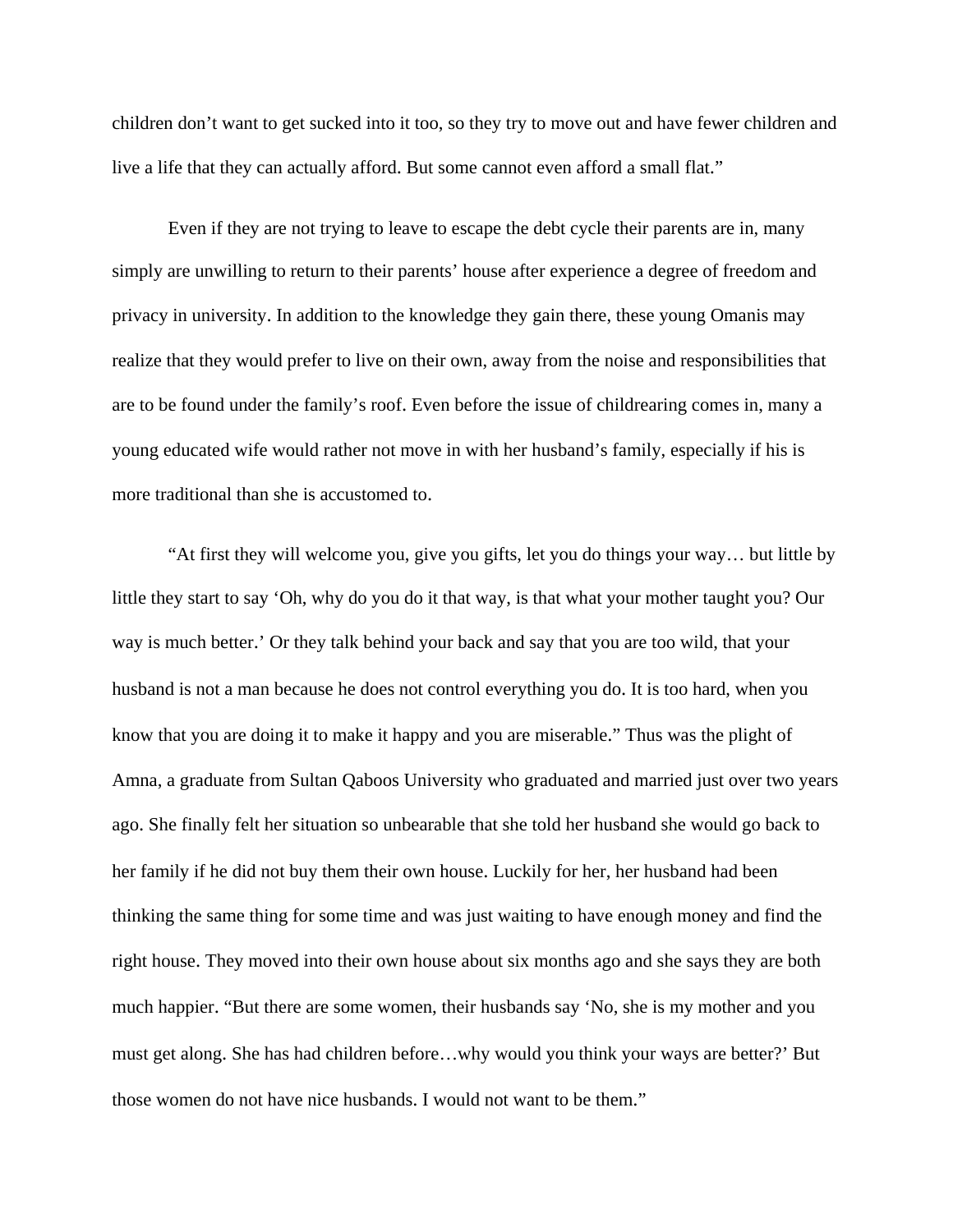children don’t want to get sucked into it too, so they try to move out and have fewer children and live a life that they can actually afford. But some cannot even afford a small flat.”

Even if they are not trying to leave to escape the debt cycle their parents are in, many simply are unwilling to return to their parents’ house after experience a degree of freedom and privacy in university. In addition to the knowledge they gain there, these young Omanis may realize that they would prefer to live on their own, away from the noise and responsibilities that are to be found under the family’s roof. Even before the issue of childrearing comes in, many a young educated wife would rather not move in with her husband’s family, especially if his is more traditional than she is accustomed to.

“At first they will welcome you, give you gifts, let you do things your way… but little by little they start to say ‘Oh, why do you do it that way, is that what your mother taught you? Our way is much better.’ Or they talk behind your back and say that you are too wild, that your husband is not a man because he does not control everything you do. It is too hard, when you know that you are doing it to make it happy and you are miserable.” Thus was the plight of Amna, a graduate from Sultan Qaboos University who graduated and married just over two years ago. She finally felt her situation so unbearable that she told her husband she would go back to her family if he did not buy them their own house. Luckily for her, her husband had been thinking the same thing for some time and was just waiting to have enough money and find the right house. They moved into their own house about six months ago and she says they are both much happier. “But there are some women, their husbands say ‘No, she is my mother and you must get along. She has had children before…why would you think your ways are better?’ But those women do not have nice husbands. I would not want to be them.”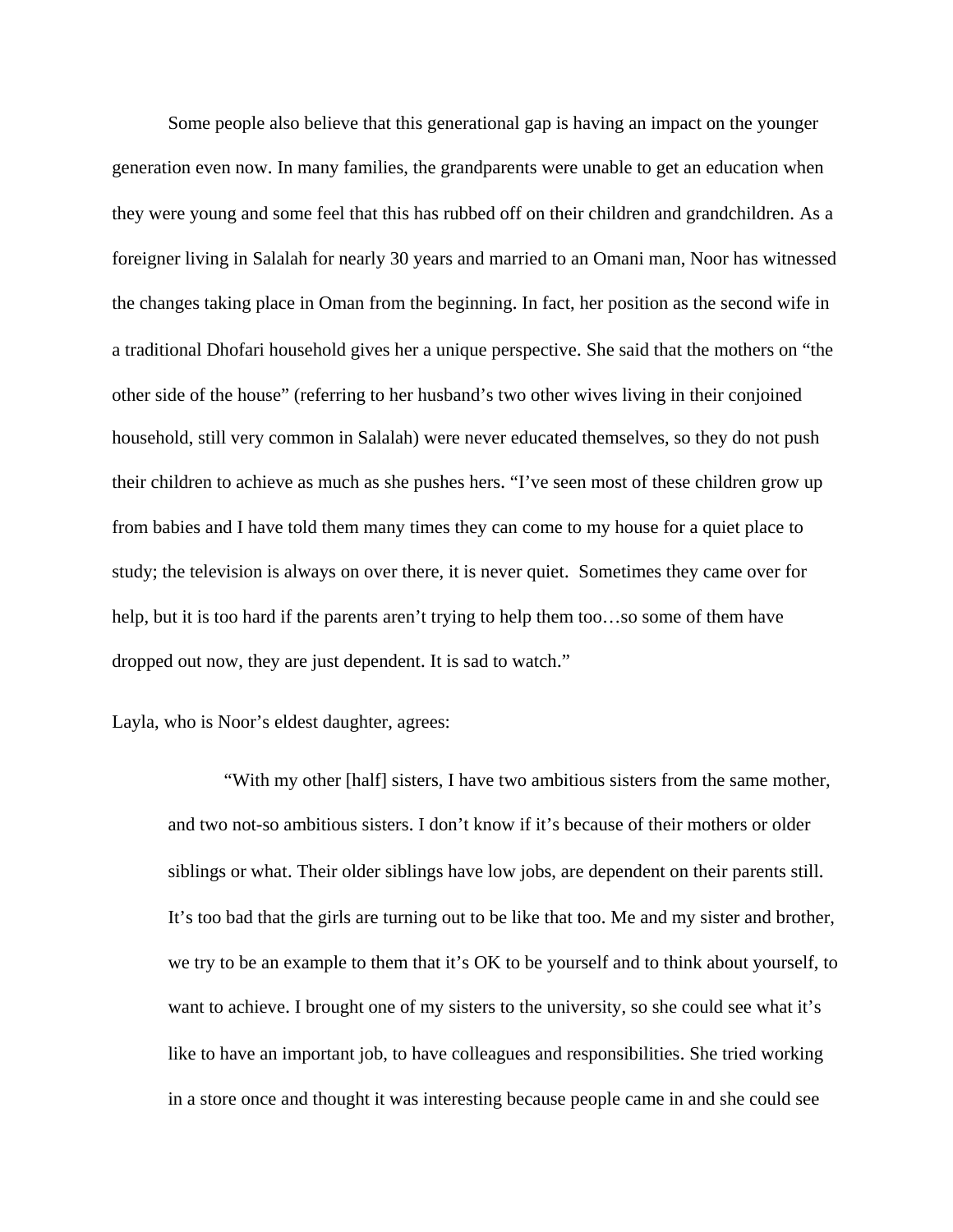Some people also believe that this generational gap is having an impact on the younger generation even now. In many families, the grandparents were unable to get an education when they were young and some feel that this has rubbed off on their children and grandchildren. As a foreigner living in Salalah for nearly 30 years and married to an Omani man, Noor has witnessed the changes taking place in Oman from the beginning. In fact, her position as the second wife in a traditional Dhofari household gives her a unique perspective. She said that the mothers on "the other side of the house" (referring to her husband's two other wives living in their conjoined household, still very common in Salalah) were never educated themselves, so they do not push their children to achieve as much as she pushes hers. "I've seen most of these children grow up from babies and I have told them many times they can come to my house for a quiet place to study; the television is always on over there, it is never quiet. Sometimes they came over for help, but it is too hard if the parents aren't trying to help them too…so some of them have dropped out now, they are just dependent. It is sad to watch."

Layla, who is Noor's eldest daughter, agrees:

> "With my other [half] sisters, I have two ambitious sisters from the same mother, and two not-so ambitious sisters. I don't know if it's because of their mothers or older siblings or what. Their older siblings have low jobs, are dependent on their parents still. It's too bad that the girls are turning out to be like that too. Me and my sister and brother, we try to be an example to them that it's OK to be yourself and to think about yourself, to want to achieve. I brought one of my sisters to the university, so she could see what it's like to have an important job, to have colleagues and responsibilities. She tried working in a store once and thought it was interesting because people came in and she could see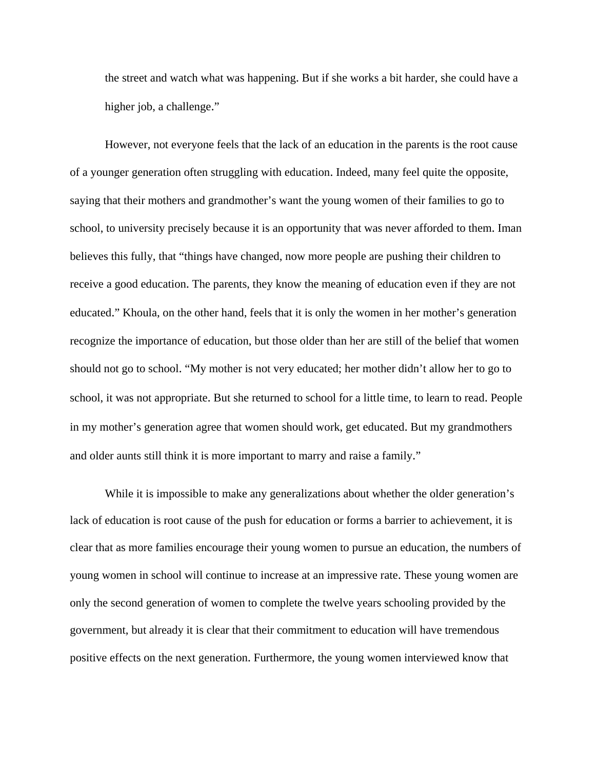> the street and watch what was happening. But if she works a bit harder, she could have a higher job, a challenge."

However, not everyone feels that the lack of an education in the parents is the root cause of a younger generation often struggling with education. Indeed, many feel quite the opposite, saying that their mothers and grandmother's want the young women of their families to go to school, to university precisely because it is an opportunity that was never afforded to them. Iman believes this fully, that "things have changed, now more people are pushing their children to receive a good education. The parents, they know the meaning of education even if they are not educated." Khoula, on the other hand, feels that it is only the women in her mother's generation recognize the importance of education, but those older than her are still of the belief that women should not go to school. "My mother is not very educated; her mother didn't allow her to go to school, it was not appropriate. But she returned to school for a little time, to learn to read. People in my mother's generation agree that women should work, get educated. But my grandmothers and older aunts still think it is more important to marry and raise a family."

While it is impossible to make any generalizations about whether the older generation's lack of education is root cause of the push for education or forms a barrier to achievement, it is clear that as more families encourage their young women to pursue an education, the numbers of young women in school will continue to increase at an impressive rate. These young women are only the second generation of women to complete the twelve years schooling provided by the government, but already it is clear that their commitment to education will have tremendous positive effects on the next generation. Furthermore, the young women interviewed know that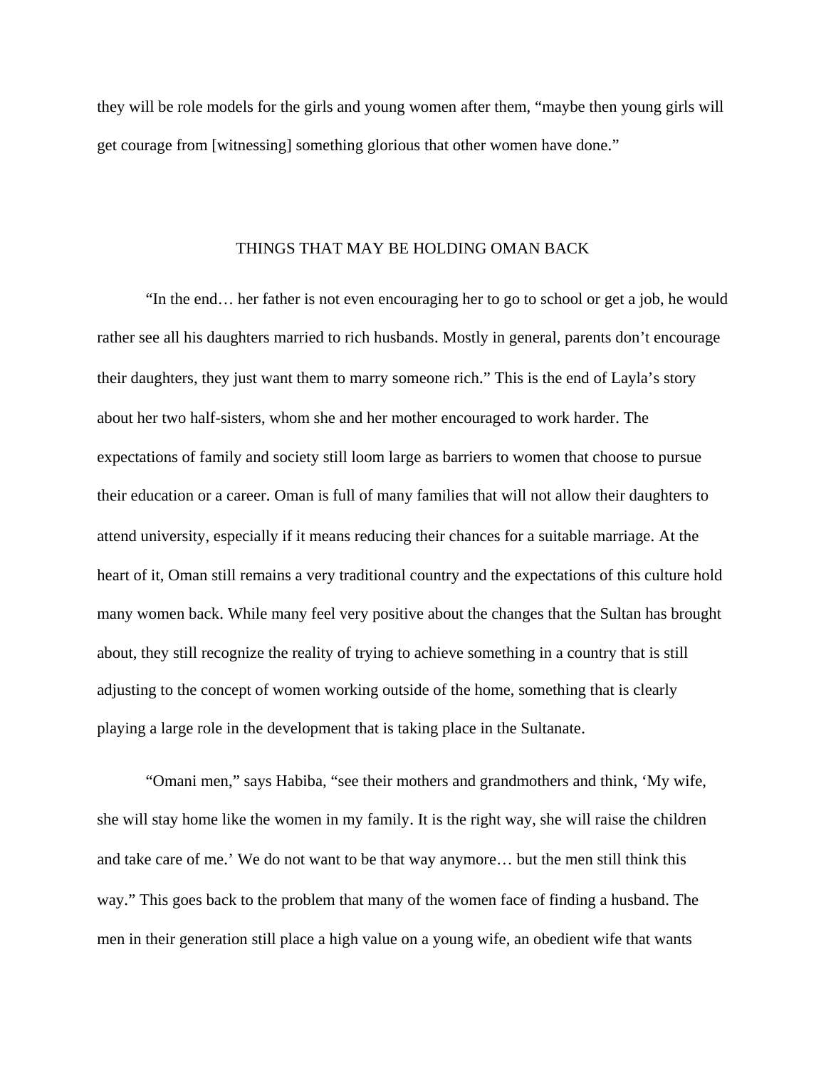they will be role models for the girls and young women after them, “maybe then young girls will get courage from [witnessing] something glorious that other women have done.”

## THINGS THAT MAY BE HOLDING OMAN BACK

“In the end… her father is not even encouraging her to go to school or get a job, he would rather see all his daughters married to rich husbands. Mostly in general, parents don’t encourage their daughters, they just want them to marry someone rich.” This is the end of Layla’s story about her two half-sisters, whom she and her mother encouraged to work harder. The expectations of family and society still loom large as barriers to women that choose to pursue their education or a career. Oman is full of many families that will not allow their daughters to attend university, especially if it means reducing their chances for a suitable marriage. At the heart of it, Oman still remains a very traditional country and the expectations of this culture hold many women back. While many feel very positive about the changes that the Sultan has brought about, they still recognize the reality of trying to achieve something in a country that is still adjusting to the concept of women working outside of the home, something that is clearly playing a large role in the development that is taking place in the Sultanate.

“Omani men,” says Habiba, “see their mothers and grandmothers and think, ‘My wife, she will stay home like the women in my family. It is the right way, she will raise the children and take care of me.’ We do not want to be that way anymore… but the men still think this way.” This goes back to the problem that many of the women face of finding a husband. The men in their generation still place a high value on a young wife, an obedient wife that wants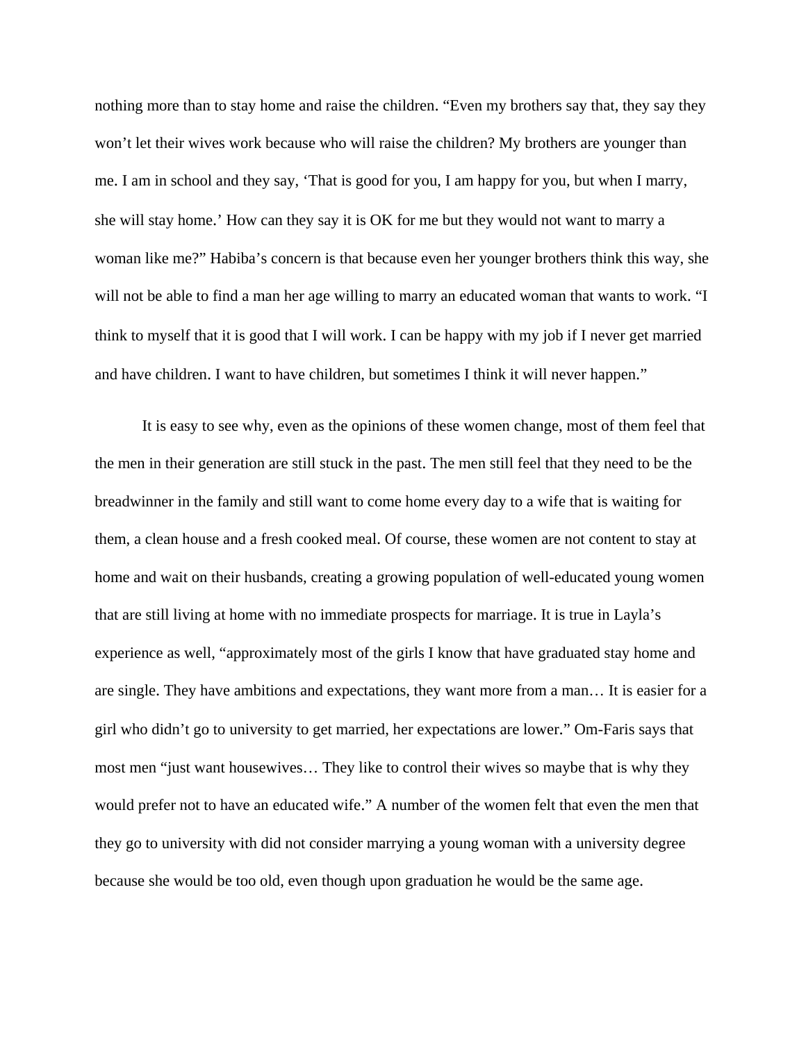nothing more than to stay home and raise the children. "Even my brothers say that, they say they won't let their wives work because who will raise the children? My brothers are younger than me. I am in school and they say, 'That is good for you, I am happy for you, but when I marry, she will stay home.' How can they say it is OK for me but they would not want to marry a woman like me?" Habiba's concern is that because even her younger brothers think this way, she will not be able to find a man her age willing to marry an educated woman that wants to work. "I think to myself that it is good that I will work. I can be happy with my job if I never get married and have children. I want to have children, but sometimes I think it will never happen."

It is easy to see why, even as the opinions of these women change, most of them feel that the men in their generation are still stuck in the past. The men still feel that they need to be the breadwinner in the family and still want to come home every day to a wife that is waiting for them, a clean house and a fresh cooked meal. Of course, these women are not content to stay at home and wait on their husbands, creating a growing population of well-educated young women that are still living at home with no immediate prospects for marriage. It is true in Layla's experience as well, "approximately most of the girls I know that have graduated stay home and are single. They have ambitions and expectations, they want more from a man… It is easier for a girl who didn't go to university to get married, her expectations are lower." Om-Faris says that most men "just want housewives… They like to control their wives so maybe that is why they would prefer not to have an educated wife." A number of the women felt that even the men that they go to university with did not consider marrying a young woman with a university degree because she would be too old, even though upon graduation he would be the same age.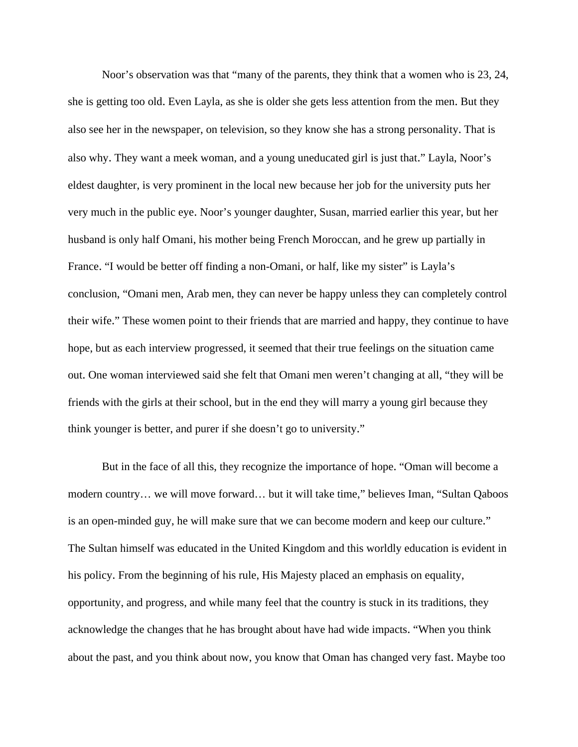Noor's observation was that "many of the parents, they think that a women who is 23, 24, she is getting too old. Even Layla, as she is older she gets less attention from the men. But they also see her in the newspaper, on television, so they know she has a strong personality. That is also why. They want a meek woman, and a young uneducated girl is just that." Layla, Noor's eldest daughter, is very prominent in the local new because her job for the university puts her very much in the public eye. Noor's younger daughter, Susan, married earlier this year, but her husband is only half Omani, his mother being French Moroccan, and he grew up partially in France. "I would be better off finding a non-Omani, or half, like my sister" is Layla's conclusion, "Omani men, Arab men, they can never be happy unless they can completely control their wife." These women point to their friends that are married and happy, they continue to have hope, but as each interview progressed, it seemed that their true feelings on the situation came out. One woman interviewed said she felt that Omani men weren't changing at all, "they will be friends with the girls at their school, but in the end they will marry a young girl because they think younger is better, and purer if she doesn't go to university."

But in the face of all this, they recognize the importance of hope. "Oman will become a modern country… we will move forward… but it will take time," believes Iman, "Sultan Qaboos is an open-minded guy, he will make sure that we can become modern and keep our culture." The Sultan himself was educated in the United Kingdom and this worldly education is evident in his policy. From the beginning of his rule, His Majesty placed an emphasis on equality, opportunity, and progress, and while many feel that the country is stuck in its traditions, they acknowledge the changes that he has brought about have had wide impacts. "When you think about the past, and you think about now, you know that Oman has changed very fast. Maybe too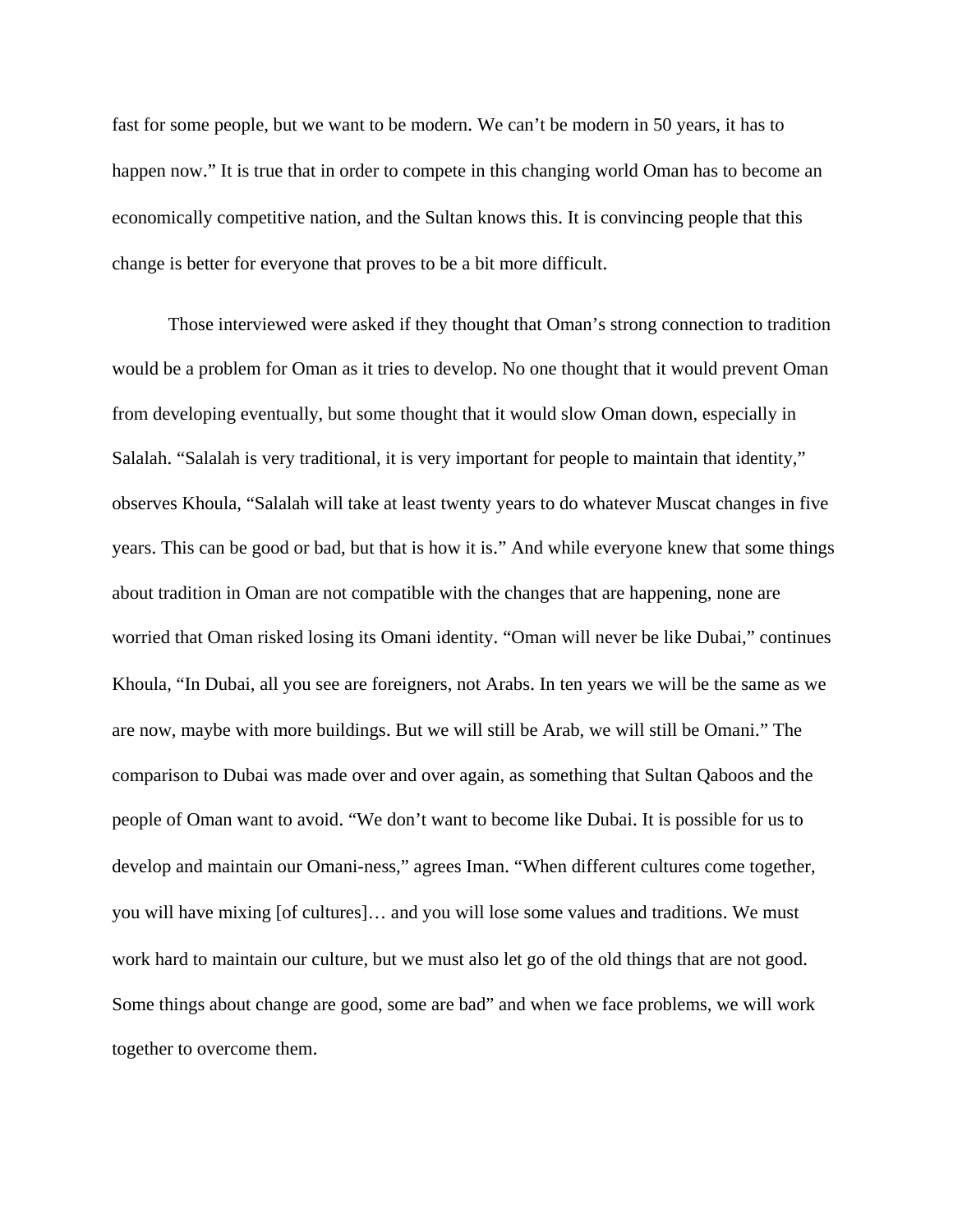fast for some people, but we want to be modern. We can't be modern in 50 years, it has to happen now." It is true that in order to compete in this changing world Oman has to become an economically competitive nation, and the Sultan knows this. It is convincing people that this change is better for everyone that proves to be a bit more difficult.

Those interviewed were asked if they thought that Oman's strong connection to tradition would be a problem for Oman as it tries to develop. No one thought that it would prevent Oman from developing eventually, but some thought that it would slow Oman down, especially in Salalah. "Salalah is very traditional, it is very important for people to maintain that identity," observes Khoula, "Salalah will take at least twenty years to do whatever Muscat changes in five years. This can be good or bad, but that is how it is." And while everyone knew that some things about tradition in Oman are not compatible with the changes that are happening, none are worried that Oman risked losing its Omani identity. "Oman will never be like Dubai," continues Khoula, "In Dubai, all you see are foreigners, not Arabs. In ten years we will be the same as we are now, maybe with more buildings. But we will still be Arab, we will still be Omani." The comparison to Dubai was made over and over again, as something that Sultan Qaboos and the people of Oman want to avoid. "We don't want to become like Dubai. It is possible for us to develop and maintain our Omani-ness," agrees Iman. "When different cultures come together, you will have mixing [of cultures]… and you will lose some values and traditions. We must work hard to maintain our culture, but we must also let go of the old things that are not good. Some things about change are good, some are bad" and when we face problems, we will work together to overcome them.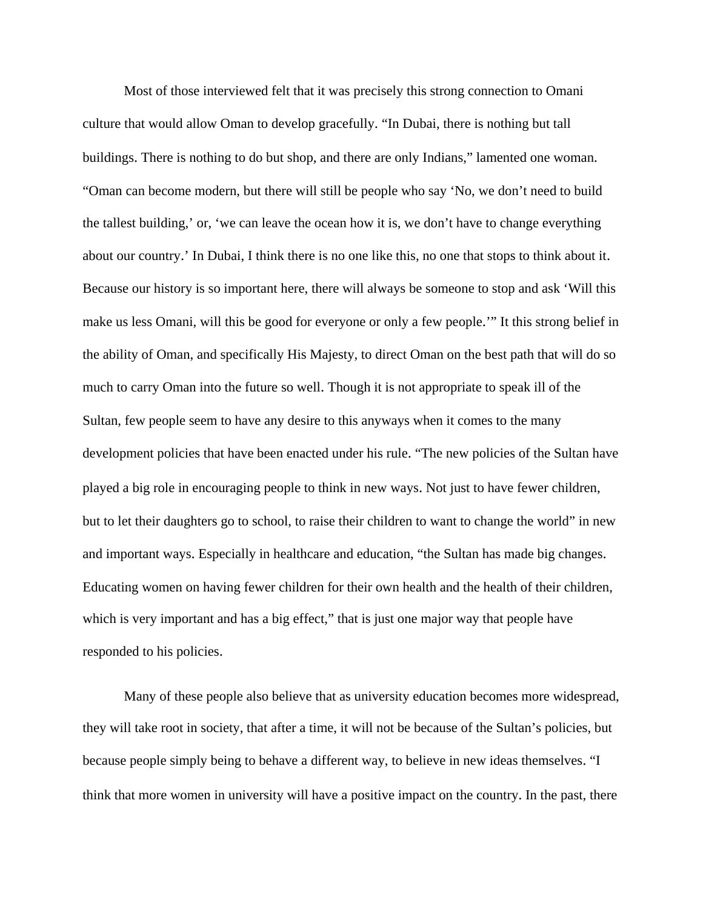Most of those interviewed felt that it was precisely this strong connection to Omani culture that would allow Oman to develop gracefully. “In Dubai, there is nothing but tall buildings. There is nothing to do but shop, and there are only Indians,” lamented one woman. “Oman can become modern, but there will still be people who say ‘No, we don’t need to build the tallest building,’ or, ‘we can leave the ocean how it is, we don’t have to change everything about our country.’ In Dubai, I think there is no one like this, no one that stops to think about it. Because our history is so important here, there will always be someone to stop and ask ‘Will this make us less Omani, will this be good for everyone or only a few people.’” It this strong belief in the ability of Oman, and specifically His Majesty, to direct Oman on the best path that will do so much to carry Oman into the future so well. Though it is not appropriate to speak ill of the Sultan, few people seem to have any desire to this anyways when it comes to the many development policies that have been enacted under his rule. “The new policies of the Sultan have played a big role in encouraging people to think in new ways. Not just to have fewer children, but to let their daughters go to school, to raise their children to want to change the world” in new and important ways. Especially in healthcare and education, “the Sultan has made big changes. Educating women on having fewer children for their own health and the health of their children, which is very important and has a big effect,” that is just one major way that people have responded to his policies.

Many of these people also believe that as university education becomes more widespread, they will take root in society, that after a time, it will not be because of the Sultan’s policies, but because people simply being to behave a different way, to believe in new ideas themselves. “I think that more women in university will have a positive impact on the country. In the past, there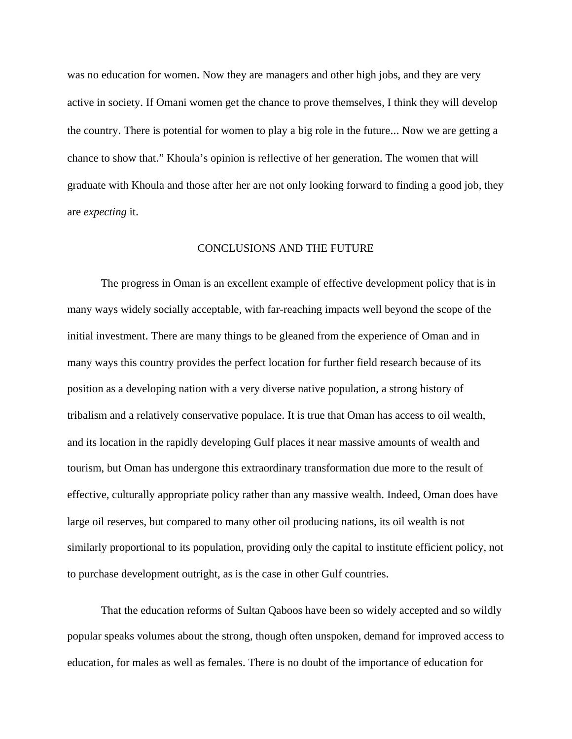was no education for women. Now they are managers and other high jobs, and they are very active in society. If Omani women get the chance to prove themselves, I think they will develop the country. There is potential for women to play a big role in the future... Now we are getting a chance to show that." Khoula's opinion is reflective of her generation. The women that will graduate with Khoula and those after her are not only looking forward to finding a good job, they are *expecting* it.

## CONCLUSIONS AND THE FUTURE

The progress in Oman is an excellent example of effective development policy that is in many ways widely socially acceptable, with far-reaching impacts well beyond the scope of the initial investment. There are many things to be gleaned from the experience of Oman and in many ways this country provides the perfect location for further field research because of its position as a developing nation with a very diverse native population, a strong history of tribalism and a relatively conservative populace. It is true that Oman has access to oil wealth, and its location in the rapidly developing Gulf places it near massive amounts of wealth and tourism, but Oman has undergone this extraordinary transformation due more to the result of effective, culturally appropriate policy rather than any massive wealth. Indeed, Oman does have large oil reserves, but compared to many other oil producing nations, its oil wealth is not similarly proportional to its population, providing only the capital to institute efficient policy, not to purchase development outright, as is the case in other Gulf countries.

That the education reforms of Sultan Qaboos have been so widely accepted and so wildly popular speaks volumes about the strong, though often unspoken, demand for improved access to education, for males as well as females. There is no doubt of the importance of education for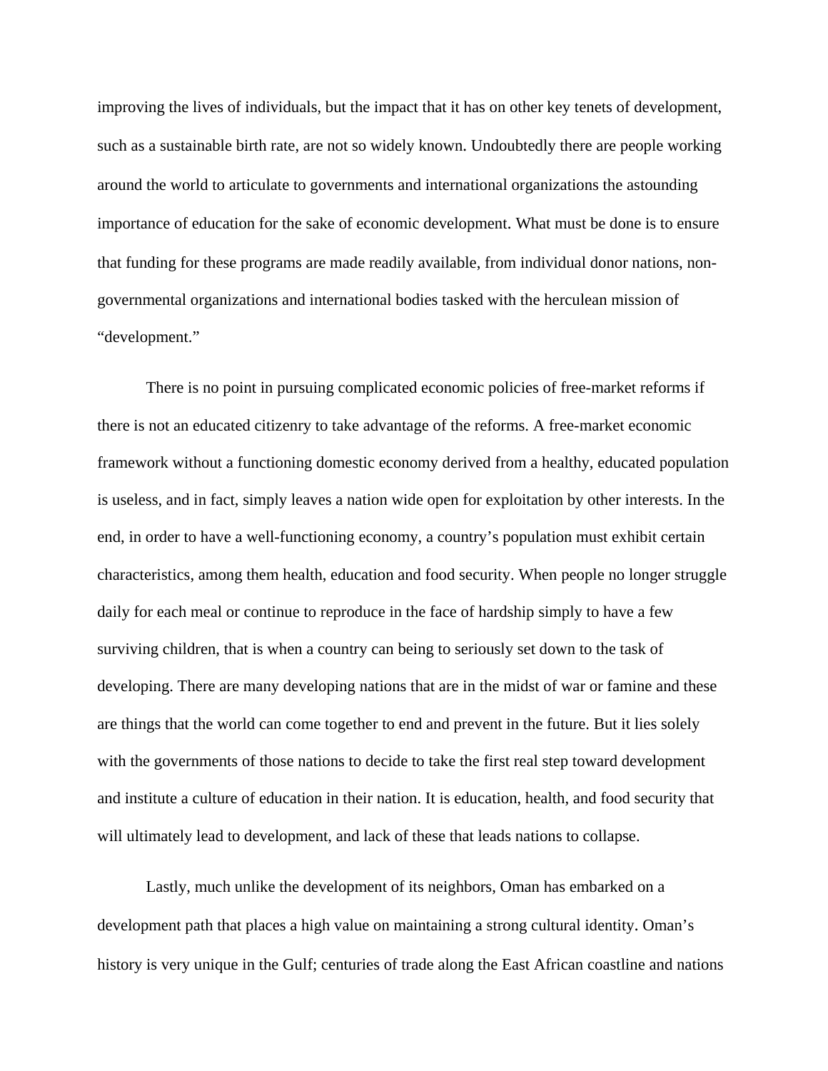improving the lives of individuals, but the impact that it has on other key tenets of development, such as a sustainable birth rate, are not so widely known. Undoubtedly there are people working around the world to articulate to governments and international organizations the astounding importance of education for the sake of economic development. What must be done is to ensure that funding for these programs are made readily available, from individual donor nations, non-governmental organizations and international bodies tasked with the herculean mission of "development."

There is no point in pursuing complicated economic policies of free-market reforms if there is not an educated citizenry to take advantage of the reforms. A free-market economic framework without a functioning domestic economy derived from a healthy, educated population is useless, and in fact, simply leaves a nation wide open for exploitation by other interests. In the end, in order to have a well-functioning economy, a country's population must exhibit certain characteristics, among them health, education and food security. When people no longer struggle daily for each meal or continue to reproduce in the face of hardship simply to have a few surviving children, that is when a country can being to seriously set down to the task of developing. There are many developing nations that are in the midst of war or famine and these are things that the world can come together to end and prevent in the future. But it lies solely with the governments of those nations to decide to take the first real step toward development and institute a culture of education in their nation. It is education, health, and food security that will ultimately lead to development, and lack of these that leads nations to collapse.

Lastly, much unlike the development of its neighbors, Oman has embarked on a development path that places a high value on maintaining a strong cultural identity. Oman's history is very unique in the Gulf; centuries of trade along the East African coastline and nations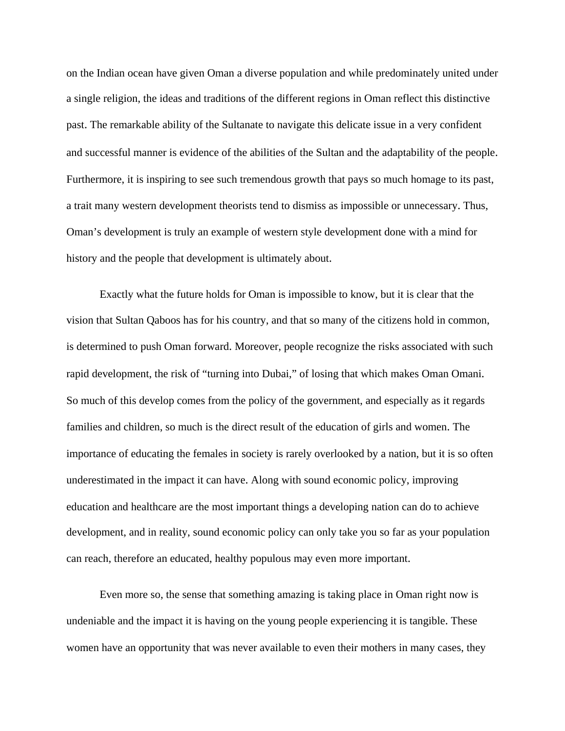on the Indian ocean have given Oman a diverse population and while predominately united under a single religion, the ideas and traditions of the different regions in Oman reflect this distinctive past. The remarkable ability of the Sultanate to navigate this delicate issue in a very confident and successful manner is evidence of the abilities of the Sultan and the adaptability of the people. Furthermore, it is inspiring to see such tremendous growth that pays so much homage to its past, a trait many western development theorists tend to dismiss as impossible or unnecessary. Thus, Oman's development is truly an example of western style development done with a mind for history and the people that development is ultimately about.

Exactly what the future holds for Oman is impossible to know, but it is clear that the vision that Sultan Qaboos has for his country, and that so many of the citizens hold in common, is determined to push Oman forward. Moreover, people recognize the risks associated with such rapid development, the risk of "turning into Dubai," of losing that which makes Oman Omani. So much of this develop comes from the policy of the government, and especially as it regards families and children, so much is the direct result of the education of girls and women. The importance of educating the females in society is rarely overlooked by a nation, but it is so often underestimated in the impact it can have. Along with sound economic policy, improving education and healthcare are the most important things a developing nation can do to achieve development, and in reality, sound economic policy can only take you so far as your population can reach, therefore an educated, healthy populous may even more important.

Even more so, the sense that something amazing is taking place in Oman right now is undeniable and the impact it is having on the young people experiencing it is tangible. These women have an opportunity that was never available to even their mothers in many cases, they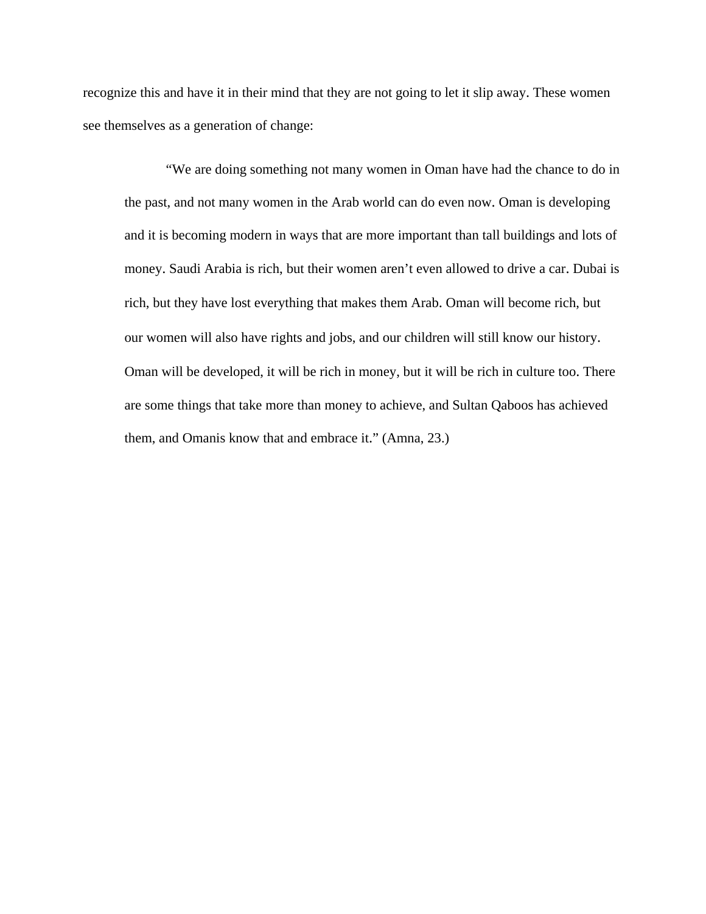recognize this and have it in their mind that they are not going to let it slip away. These women see themselves as a generation of change:

> "We are doing something not many women in Oman have had the chance to do in the past, and not many women in the Arab world can do even now. Oman is developing and it is becoming modern in ways that are more important than tall buildings and lots of money. Saudi Arabia is rich, but their women aren't even allowed to drive a car. Dubai is rich, but they have lost everything that makes them Arab. Oman will become rich, but our women will also have rights and jobs, and our children will still know our history. Oman will be developed, it will be rich in money, but it will be rich in culture too. There are some things that take more than money to achieve, and Sultan Qaboos has achieved them, and Omanis know that and embrace it." (Amna, 23.)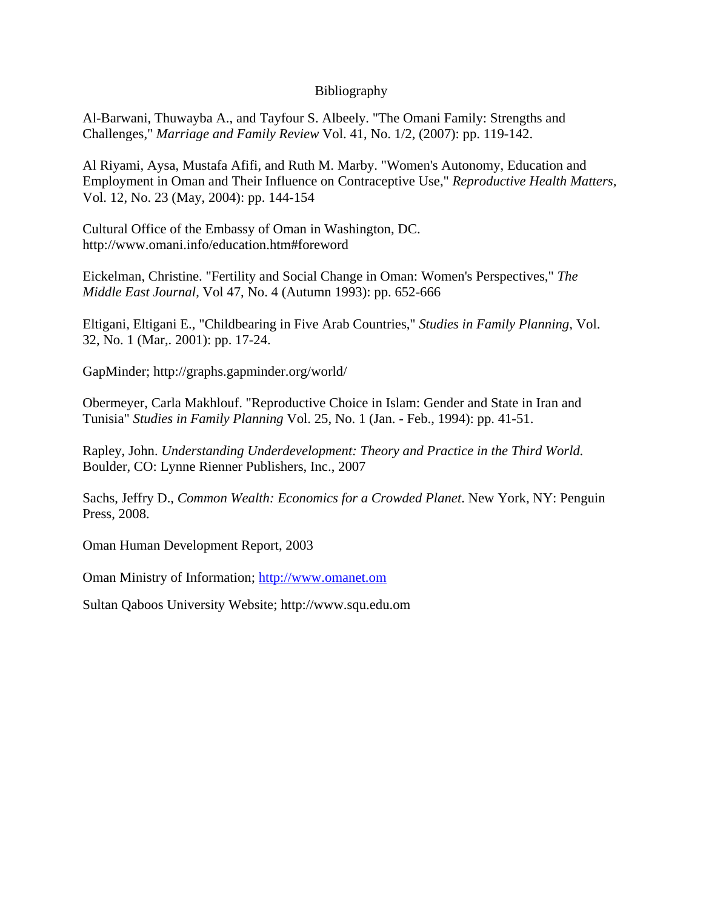# Bibliography

Al-Barwani, Thuwayba A., and Tayfour S. Albeely. "The Omani Family: Strengths and Challenges," *Marriage and Family Review* Vol. 41, No. 1/2, (2007): pp. 119-142.

Al Riyami, Aysa, Mustafa Afifi, and Ruth M. Marby. "Women's Autonomy, Education and Employment in Oman and Their Influence on Contraceptive Use," *Reproductive Health Matters*, Vol. 12, No. 23 (May, 2004): pp. 144-154

Cultural Office of the Embassy of Oman in Washington, DC. http://www.omani.info/education.htm#foreword

Eickelman, Christine. "Fertility and Social Change in Oman: Women's Perspectives," *The Middle East Journal*, Vol 47, No. 4 (Autumn 1993): pp. 652-666

Eltigani, Eltigani E., "Childbearing in Five Arab Countries," *Studies in Family Planning*, Vol. 32, No. 1 (Mar,. 2001): pp. 17-24.

GapMinder; http://graphs.gapminder.org/world/

Obermeyer, Carla Makhlouf. "Reproductive Choice in Islam: Gender and State in Iran and Tunisia" *Studies in Family Planning* Vol. 25, No. 1 (Jan. - Feb., 1994): pp. 41-51.

Rapley, John. *Understanding Underdevelopment: Theory and Practice in the Third World.* Boulder, CO: Lynne Rienner Publishers, Inc., 2007

Sachs, Jeffry D., *Common Wealth: Economics for a Crowded Planet*. New York, NY: Penguin Press, 2008.

Oman Human Development Report, 2003

Oman Ministry of Information; http://www.omanet.om

Sultan Qaboos University Website; http://www.squ.edu.om